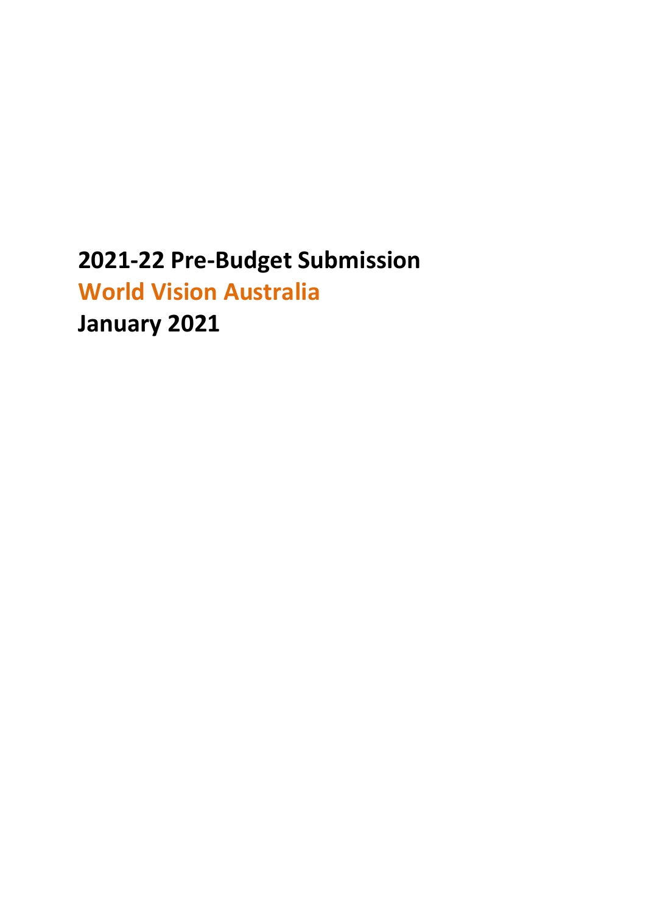# 2021-22 Pre-Budget Submission

## World Vision Australia

## January 2021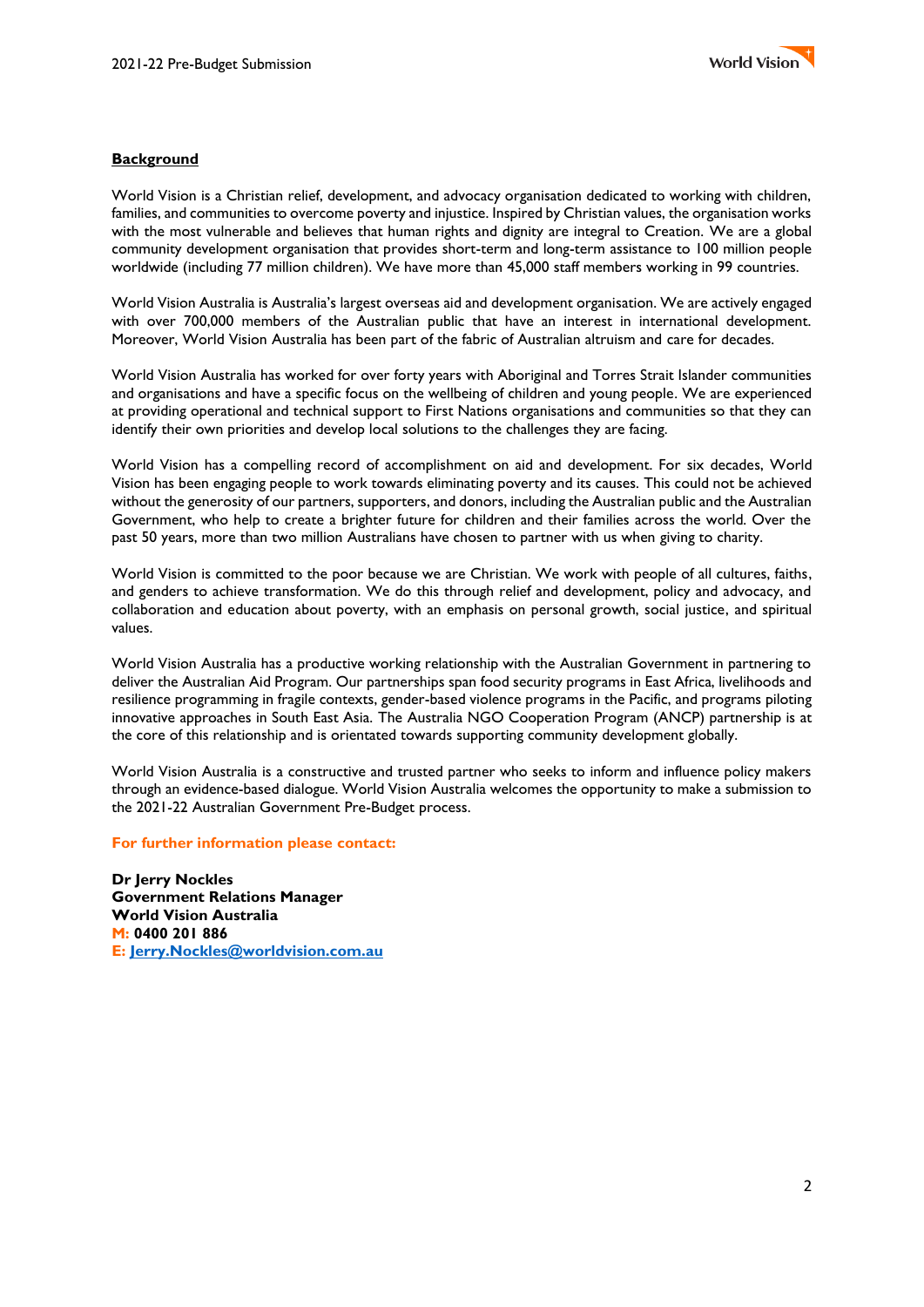**Background**

World Vision is a Christian relief, development, and advocacy organisation dedicated to working with children, families, and communities to overcome poverty and injustice. Inspired by Christian values, the organisation works with the most vulnerable and believes that human rights and dignity are integral to Creation. We are a global community development organisation that provides short-term and long-term assistance to 100 million people worldwide (including 77 million children). We have more than 45,000 staff members working in 99 countries.

World Vision Australia is Australia's largest overseas aid and development organisation. We are actively engaged with over 700,000 members of the Australian public that have an interest in international development. Moreover, World Vision Australia has been part of the fabric of Australian altruism and care for decades.

World Vision Australia has worked for over forty years with Aboriginal and Torres Strait Islander communities and organisations and have a specific focus on the wellbeing of children and young people. We are experienced at providing operational and technical support to First Nations organisations and communities so that they can identify their own priorities and develop local solutions to the challenges they are facing.

World Vision has a compelling record of accomplishment on aid and development. For six decades, World Vision has been engaging people to work towards eliminating poverty and its causes. This could not be achieved without the generosity of our partners, supporters, and donors, including the Australian public and the Australian Government, who help to create a brighter future for children and their families across the world. Over the past 50 years, more than two million Australians have chosen to partner with us when giving to charity.

World Vision is committed to the poor because we are Christian. We work with people of all cultures, faiths, and genders to achieve transformation. We do this through relief and development, policy and advocacy, and collaboration and education about poverty, with an emphasis on personal growth, social justice, and spiritual values.

World Vision Australia has a productive working relationship with the Australian Government in partnering to deliver the Australian Aid Program. Our partnerships span food security programs in East Africa, livelihoods and resilience programming in fragile contexts, gender-based violence programs in the Pacific, and programs piloting innovative approaches in South East Asia. The Australia NGO Cooperation Program (ANCP) partnership is at the core of this relationship and is orientated towards supporting community development globally.

World Vision Australia is a constructive and trusted partner who seeks to inform and influence policy makers through an evidence-based dialogue. World Vision Australia welcomes the opportunity to make a submission to the 2021-22 Australian Government Pre-Budget process.

**For further information please contact:**

**Dr Jerry Nockles**
**Government Relations Manager**
**World Vision Australia**
**M: 0400 201 886**
**E: Jerry.Nockles@worldvision.com.au**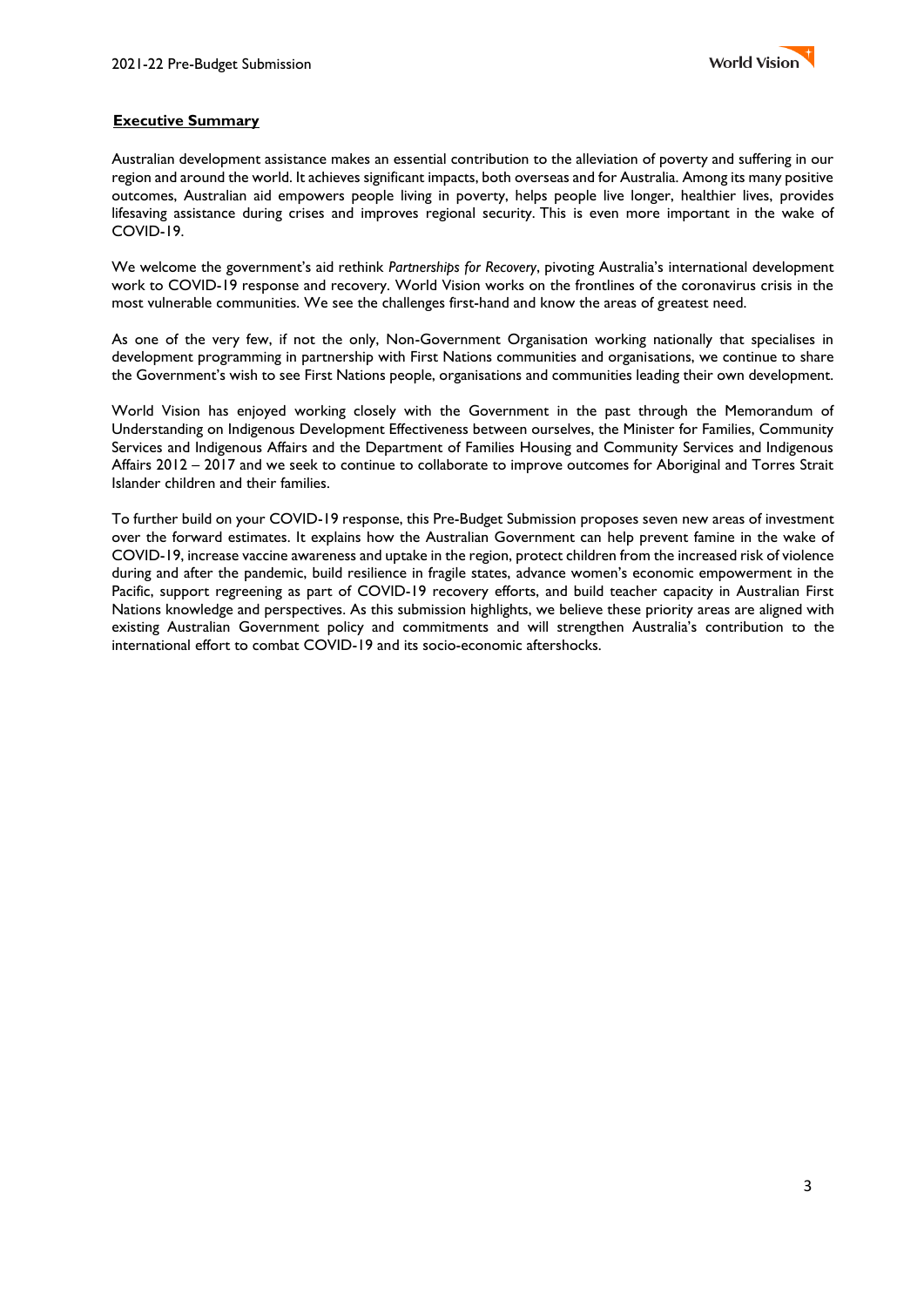## Executive Summary

Australian development assistance makes an essential contribution to the alleviation of poverty and suffering in our region and around the world. It achieves significant impacts, both overseas and for Australia. Among its many positive outcomes, Australian aid empowers people living in poverty, helps people live longer, healthier lives, provides lifesaving assistance during crises and improves regional security. This is even more important in the wake of COVID-19.

We welcome the government's aid rethink *Partnerships for Recovery*, pivoting Australia's international development work to COVID-19 response and recovery. World Vision works on the frontlines of the coronavirus crisis in the most vulnerable communities. We see the challenges first-hand and know the areas of greatest need.

As one of the very few, if not the only, Non-Government Organisation working nationally that specialises in development programming in partnership with First Nations communities and organisations, we continue to share the Government's wish to see First Nations people, organisations and communities leading their own development.

World Vision has enjoyed working closely with the Government in the past through the Memorandum of Understanding on Indigenous Development Effectiveness between ourselves, the Minister for Families, Community Services and Indigenous Affairs and the Department of Families Housing and Community Services and Indigenous Affairs 2012 – 2017 and we seek to continue to collaborate to improve outcomes for Aboriginal and Torres Strait Islander children and their families.

To further build on your COVID-19 response, this Pre-Budget Submission proposes seven new areas of investment over the forward estimates. It explains how the Australian Government can help prevent famine in the wake of COVID-19, increase vaccine awareness and uptake in the region, protect children from the increased risk of violence during and after the pandemic, build resilience in fragile states, advance women's economic empowerment in the Pacific, support regreening as part of COVID-19 recovery efforts, and build teacher capacity in Australian First Nations knowledge and perspectives. As this submission highlights, we believe these priority areas are aligned with existing Australian Government policy and commitments and will strengthen Australia's contribution to the international effort to combat COVID-19 and its socio-economic aftershocks.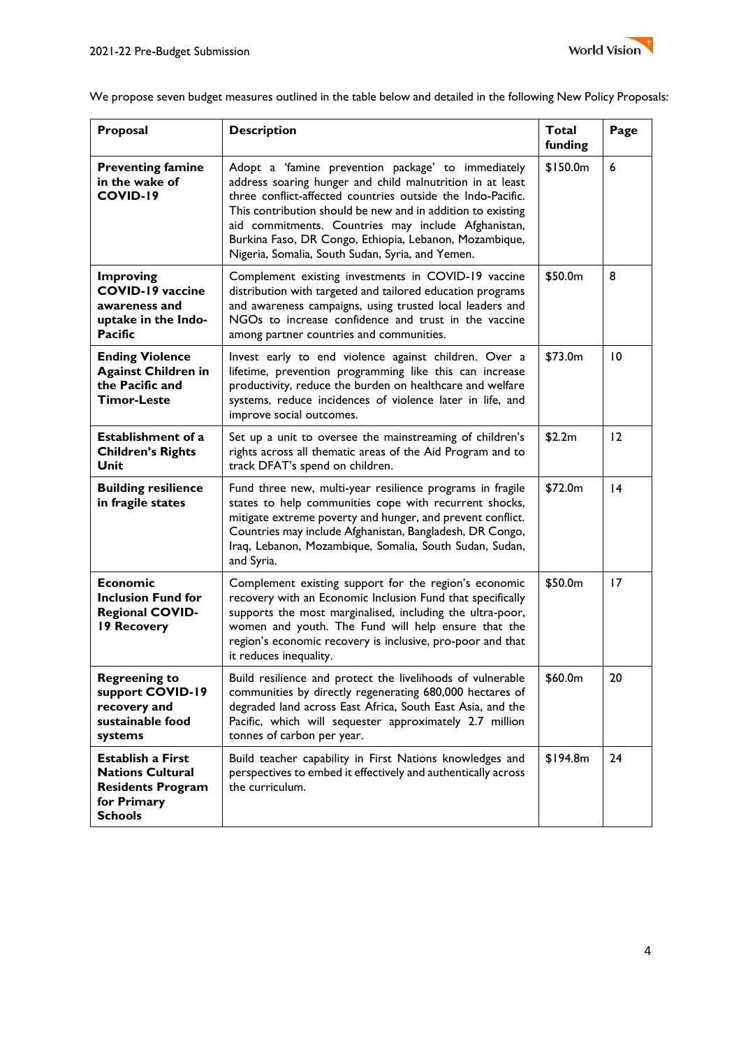We propose seven budget measures outlined in the table below and detailed in the following New Policy Proposals:

| Proposal | Description | Total funding | Page |
|---|---|---|---|
| **Preventing famine in the wake of COVID-19** | Adopt a 'famine prevention package' to immediately address soaring hunger and child malnutrition in at least three conflict-affected countries outside the Indo-Pacific. This contribution should be new and in addition to existing aid commitments. Countries may include Afghanistan, Burkina Faso, DR Congo, Ethiopia, Lebanon, Mozambique, Nigeria, Somalia, South Sudan, Syria, and Yemen. | $150.0m | 6 |
| **Improving COVID-19 vaccine awareness and uptake in the Indo-Pacific** | Complement existing investments in COVID-19 vaccine distribution with targeted and tailored education programs and awareness campaigns, using trusted local leaders and NGOs to increase confidence and trust in the vaccine among partner countries and communities. | $50.0m | 8 |
| **Ending Violence Against Children in the Pacific and Timor-Leste** | Invest early to end violence against children. Over a lifetime, prevention programming like this can increase productivity, reduce the burden on healthcare and welfare systems, reduce incidences of violence later in life, and improve social outcomes. | $73.0m | 10 |
| **Establishment of a Children's Rights Unit** | Set up a unit to oversee the mainstreaming of children's rights across all thematic areas of the Aid Program and to track DFAT's spend on children. | $2.2m | 12 |
| **Building resilience in fragile states** | Fund three new, multi-year resilience programs in fragile states to help communities cope with recurrent shocks, mitigate extreme poverty and hunger, and prevent conflict. Countries may include Afghanistan, Bangladesh, DR Congo, Iraq, Lebanon, Mozambique, Somalia, South Sudan, Sudan, and Syria. | $72.0m | 14 |
| **Economic Inclusion Fund for Regional COVID-19 Recovery** | Complement existing support for the region's economic recovery with an Economic Inclusion Fund that specifically supports the most marginalised, including the ultra-poor, women and youth. The Fund will help ensure that the region's economic recovery is inclusive, pro-poor and that it reduces inequality. | $50.0m | 17 |
| **Regreening to support COVID-19 recovery and sustainable food systems** | Build resilience and protect the livelihoods of vulnerable communities by directly regenerating 680,000 hectares of degraded land across East Africa, South East Asia, and the Pacific, which will sequester approximately 2.7 million tonnes of carbon per year. | $60.0m | 20 |
| **Establish a First Nations Cultural Residents Program for Primary Schools** | Build teacher capability in First Nations knowledges and perspectives to embed it effectively and authentically across the curriculum. | $194.8m | 24 |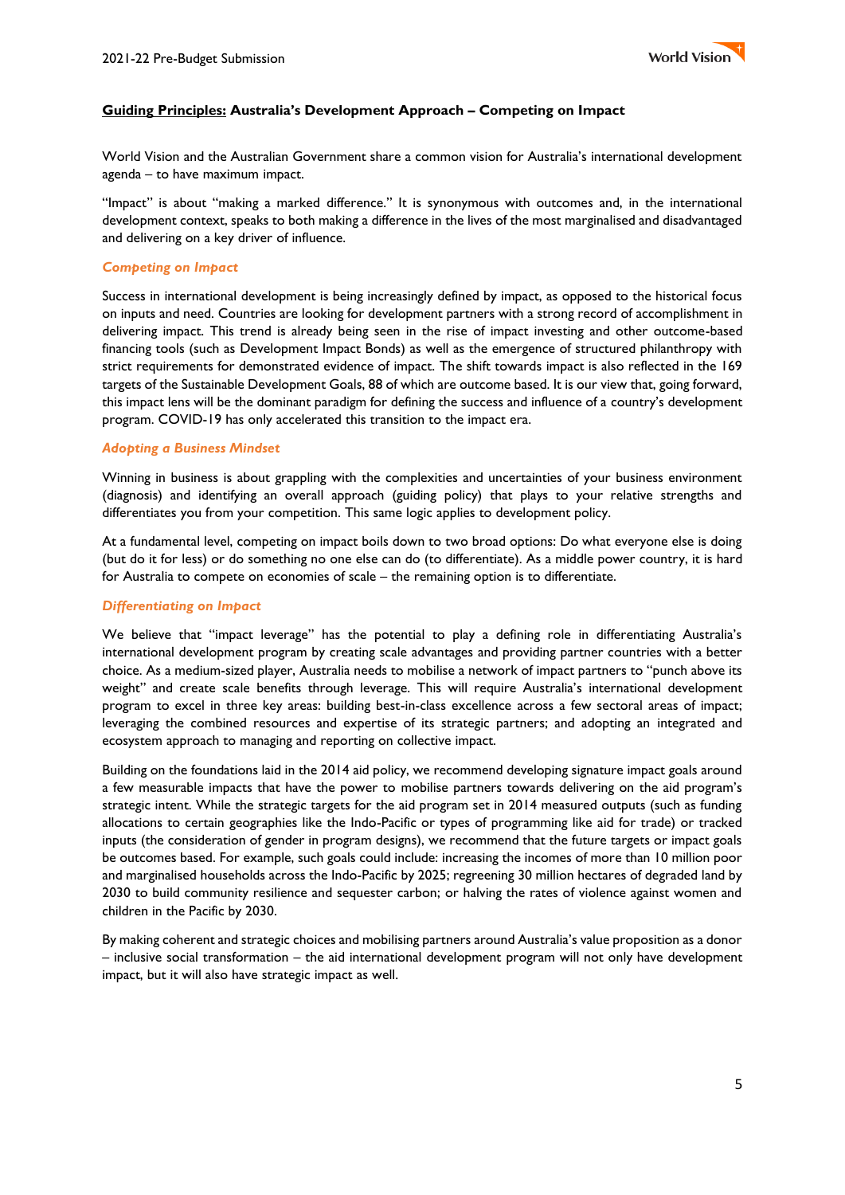## <u>Guiding Principles:</u> Australia's Development Approach – Competing on Impact

World Vision and the Australian Government share a common vision for Australia's international development agenda – to have maximum impact.

"Impact" is about "making a marked difference." It is synonymous with outcomes and, in the international development context, speaks to both making a difference in the lives of the most marginalised and disadvantaged and delivering on a key driver of influence.

### *Competing on Impact*

Success in international development is being increasingly defined by impact, as opposed to the historical focus on inputs and need. Countries are looking for development partners with a strong record of accomplishment in delivering impact. This trend is already being seen in the rise of impact investing and other outcome-based financing tools (such as Development Impact Bonds) as well as the emergence of structured philanthropy with strict requirements for demonstrated evidence of impact. The shift towards impact is also reflected in the 169 targets of the Sustainable Development Goals, 88 of which are outcome based. It is our view that, going forward, this impact lens will be the dominant paradigm for defining the success and influence of a country's development program. COVID-19 has only accelerated this transition to the impact era.

### *Adopting a Business Mindset*

Winning in business is about grappling with the complexities and uncertainties of your business environment (diagnosis) and identifying an overall approach (guiding policy) that plays to your relative strengths and differentiates you from your competition. This same logic applies to development policy.

At a fundamental level, competing on impact boils down to two broad options: Do what everyone else is doing (but do it for less) or do something no one else can do (to differentiate). As a middle power country, it is hard for Australia to compete on economies of scale – the remaining option is to differentiate.

### *Differentiating on Impact*

We believe that "impact leverage" has the potential to play a defining role in differentiating Australia's international development program by creating scale advantages and providing partner countries with a better choice. As a medium-sized player, Australia needs to mobilise a network of impact partners to "punch above its weight" and create scale benefits through leverage. This will require Australia's international development program to excel in three key areas: building best-in-class excellence across a few sectoral areas of impact; leveraging the combined resources and expertise of its strategic partners; and adopting an integrated and ecosystem approach to managing and reporting on collective impact.

Building on the foundations laid in the 2014 aid policy, we recommend developing signature impact goals around a few measurable impacts that have the power to mobilise partners towards delivering on the aid program's strategic intent. While the strategic targets for the aid program set in 2014 measured outputs (such as funding allocations to certain geographies like the Indo-Pacific or types of programming like aid for trade) or tracked inputs (the consideration of gender in program designs), we recommend that the future targets or impact goals be outcomes based. For example, such goals could include: increasing the incomes of more than 10 million poor and marginalised households across the Indo-Pacific by 2025; regreening 30 million hectares of degraded land by 2030 to build community resilience and sequester carbon; or halving the rates of violence against women and children in the Pacific by 2030.

By making coherent and strategic choices and mobilising partners around Australia's value proposition as a donor – inclusive social transformation – the aid international development program will not only have development impact, but it will also have strategic impact as well.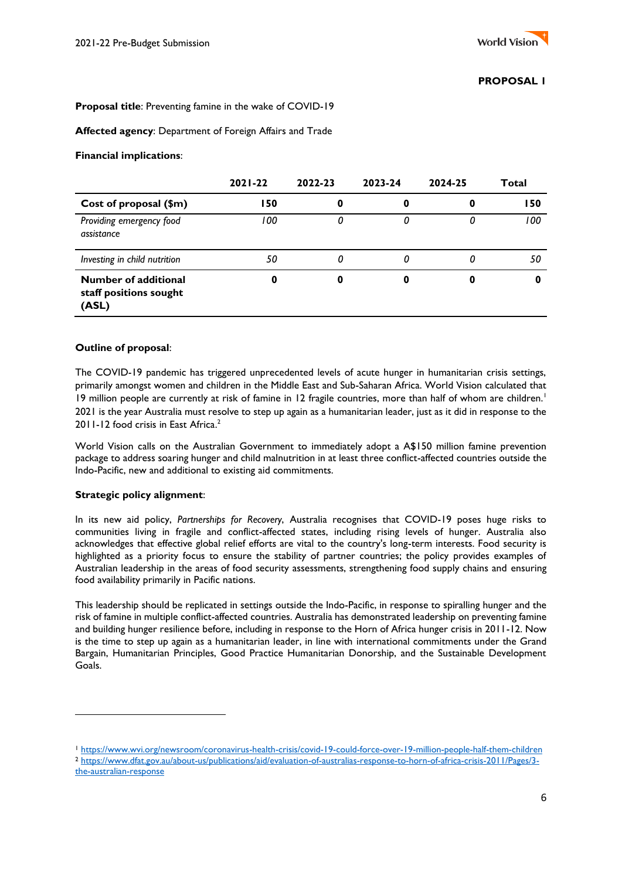**PROPOSAL 1**

**Proposal title**: Preventing famine in the wake of COVID-19

**Affected agency**: Department of Foreign Affairs and Trade

**Financial implications**:

| | 2021-22 | 2022-23 | 2023-24 | 2024-25 | Total |
|---|---|---|---|---|---|
| **Cost of proposal ($m)** | **150** | **0** | **0** | **0** | **150** |
| *Providing emergency food assistance* | *100* | *0* | *0* | *0* | *100* |
| *Investing in child nutrition* | *50* | *0* | *0* | *0* | *50* |
| **Number of additional staff positions sought (ASL)** | **0** | **0** | **0** | **0** | **0** |

**Outline of proposal**:

The COVID-19 pandemic has triggered unprecedented levels of acute hunger in humanitarian crisis settings, primarily amongst women and children in the Middle East and Sub-Saharan Africa. World Vision calculated that 19 million people are currently at risk of famine in 12 fragile countries, more than half of whom are children.[1] 2021 is the year Australia must resolve to step up again as a humanitarian leader, just as it did in response to the 2011-12 food crisis in East Africa.[2]

World Vision calls on the Australian Government to immediately adopt a A$150 million famine prevention package to address soaring hunger and child malnutrition in at least three conflict-affected countries outside the Indo-Pacific, new and additional to existing aid commitments.

**Strategic policy alignment**:

In its new aid policy, *Partnerships for Recovery*, Australia recognises that COVID-19 poses huge risks to communities living in fragile and conflict-affected states, including rising levels of hunger. Australia also acknowledges that effective global relief efforts are vital to the country's long-term interests. Food security is highlighted as a priority focus to ensure the stability of partner countries; the policy provides examples of Australian leadership in the areas of food security assessments, strengthening food supply chains and ensuring food availability primarily in Pacific nations.

This leadership should be replicated in settings outside the Indo-Pacific, in response to spiralling hunger and the risk of famine in multiple conflict-affected countries. Australia has demonstrated leadership on preventing famine and building hunger resilience before, including in response to the Horn of Africa hunger crisis in 2011-12. Now is the time to step up again as a humanitarian leader, in line with international commitments under the Grand Bargain, Humanitarian Principles, Good Practice Humanitarian Donorship, and the Sustainable Development Goals.

---

[1] https://www.wvi.org/newsroom/coronavirus-health-crisis/covid-19-could-force-over-19-million-people-half-them-children

[2] https://www.dfat.gov.au/about-us/publications/aid/evaluation-of-australias-response-to-horn-of-africa-crisis-2011/Pages/3-the-australian-response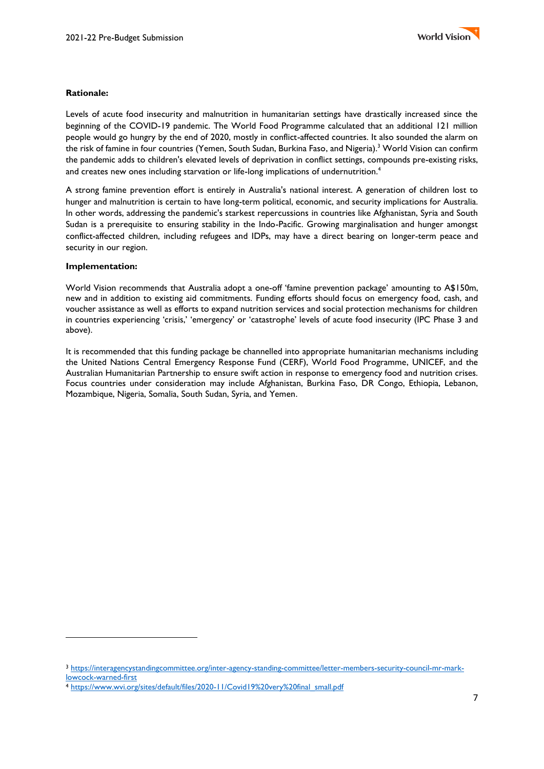**Rationale:**

Levels of acute food insecurity and malnutrition in humanitarian settings have drastically increased since the beginning of the COVID-19 pandemic. The World Food Programme calculated that an additional 121 million people would go hungry by the end of 2020, mostly in conflict-affected countries. It also sounded the alarm on the risk of famine in four countries (Yemen, South Sudan, Burkina Faso, and Nigeria).[3] World Vision can confirm the pandemic adds to children's elevated levels of deprivation in conflict settings, compounds pre-existing risks, and creates new ones including starvation or life-long implications of undernutrition.[4]

A strong famine prevention effort is entirely in Australia's national interest. A generation of children lost to hunger and malnutrition is certain to have long-term political, economic, and security implications for Australia. In other words, addressing the pandemic's starkest repercussions in countries like Afghanistan, Syria and South Sudan is a prerequisite to ensuring stability in the Indo-Pacific. Growing marginalisation and hunger amongst conflict-affected children, including refugees and IDPs, may have a direct bearing on longer-term peace and security in our region.

**Implementation:**

World Vision recommends that Australia adopt a one-off 'famine prevention package' amounting to A$150m, new and in addition to existing aid commitments. Funding efforts should focus on emergency food, cash, and voucher assistance as well as efforts to expand nutrition services and social protection mechanisms for children in countries experiencing 'crisis,' 'emergency' or 'catastrophe' levels of acute food insecurity (IPC Phase 3 and above).

It is recommended that this funding package be channelled into appropriate humanitarian mechanisms including the United Nations Central Emergency Response Fund (CERF), World Food Programme, UNICEF, and the Australian Humanitarian Partnership to ensure swift action in response to emergency food and nutrition crises. Focus countries under consideration may include Afghanistan, Burkina Faso, DR Congo, Ethiopia, Lebanon, Mozambique, Nigeria, Somalia, South Sudan, Syria, and Yemen.

---

[3] https://interagencystandingcommittee.org/inter-agency-standing-committee/letter-members-security-council-mr-mark-lowcock-warned-first

[4] https://www.wvi.org/sites/default/files/2020-11/Covid19%20very%20final_small.pdf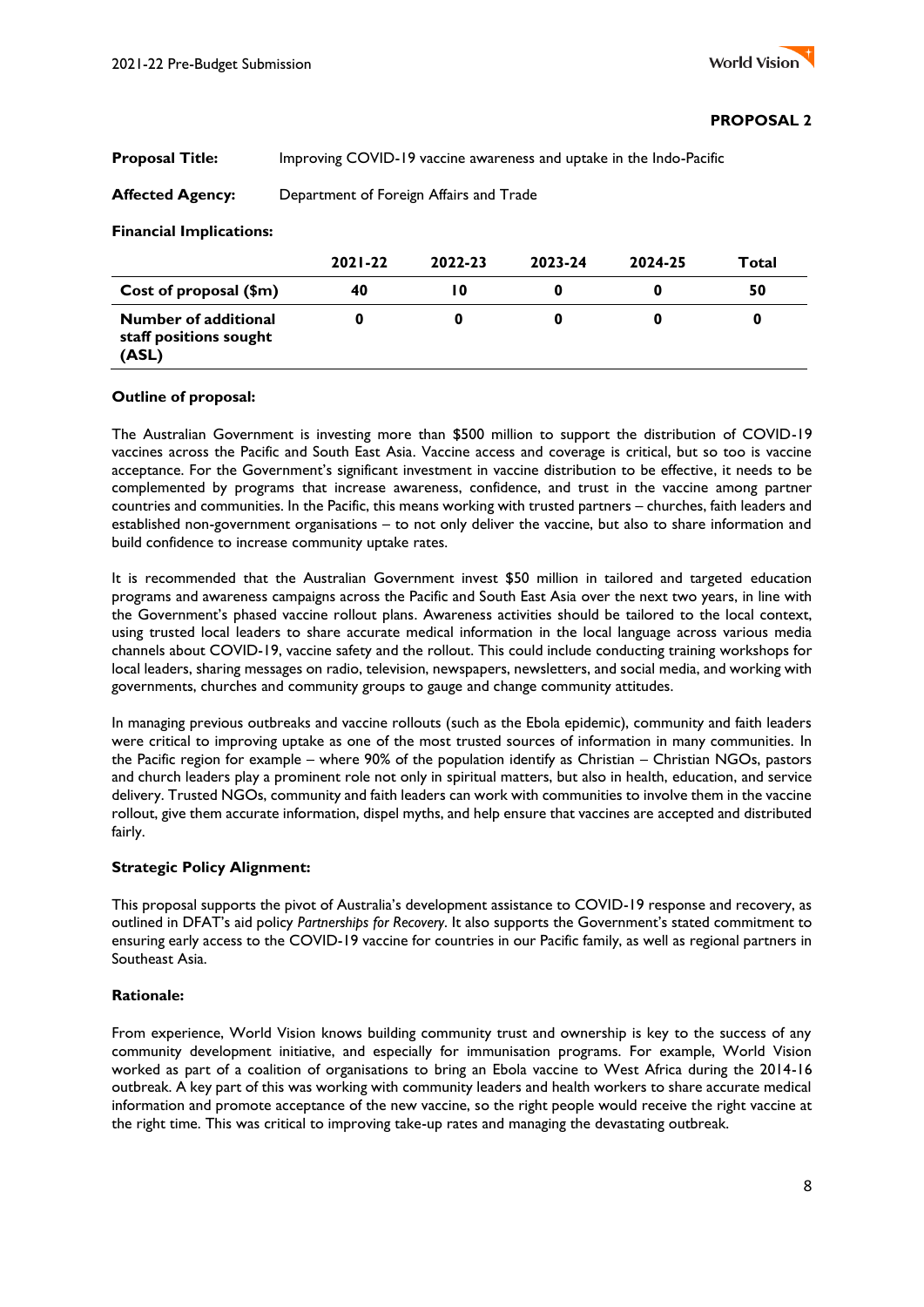**PROPOSAL 2**

**Proposal Title:** Improving COVID-19 vaccine awareness and uptake in the Indo-Pacific

**Affected Agency:** Department of Foreign Affairs and Trade

**Financial Implications:**

| | 2021-22 | 2022-23 | 2023-24 | 2024-25 | Total |
|---|---|---|---|---|---|
| **Cost of proposal ($m)** | **40** | **10** | **0** | **0** | **50** |
| **Number of additional staff positions sought (ASL)** | **0** | **0** | **0** | **0** | **0** |

**Outline of proposal:**

The Australian Government is investing more than $500 million to support the distribution of COVID-19 vaccines across the Pacific and South East Asia. Vaccine access and coverage is critical, but so too is vaccine acceptance. For the Government's significant investment in vaccine distribution to be effective, it needs to be complemented by programs that increase awareness, confidence, and trust in the vaccine among partner countries and communities. In the Pacific, this means working with trusted partners – churches, faith leaders and established non-government organisations – to not only deliver the vaccine, but also to share information and build confidence to increase community uptake rates.

It is recommended that the Australian Government invest $50 million in tailored and targeted education programs and awareness campaigns across the Pacific and South East Asia over the next two years, in line with the Government's phased vaccine rollout plans. Awareness activities should be tailored to the local context, using trusted local leaders to share accurate medical information in the local language across various media channels about COVID-19, vaccine safety and the rollout. This could include conducting training workshops for local leaders, sharing messages on radio, television, newspapers, newsletters, and social media, and working with governments, churches and community groups to gauge and change community attitudes.

In managing previous outbreaks and vaccine rollouts (such as the Ebola epidemic), community and faith leaders were critical to improving uptake as one of the most trusted sources of information in many communities. In the Pacific region for example – where 90% of the population identify as Christian – Christian NGOs, pastors and church leaders play a prominent role not only in spiritual matters, but also in health, education, and service delivery. Trusted NGOs, community and faith leaders can work with communities to involve them in the vaccine rollout, give them accurate information, dispel myths, and help ensure that vaccines are accepted and distributed fairly.

**Strategic Policy Alignment:**

This proposal supports the pivot of Australia's development assistance to COVID-19 response and recovery, as outlined in DFAT's aid policy *Partnerships for Recovery*. It also supports the Government's stated commitment to ensuring early access to the COVID-19 vaccine for countries in our Pacific family, as well as regional partners in Southeast Asia.

**Rationale:**

From experience, World Vision knows building community trust and ownership is key to the success of any community development initiative, and especially for immunisation programs. For example, World Vision worked as part of a coalition of organisations to bring an Ebola vaccine to West Africa during the 2014-16 outbreak. A key part of this was working with community leaders and health workers to share accurate medical information and promote acceptance of the new vaccine, so the right people would receive the right vaccine at the right time. This was critical to improving take-up rates and managing the devastating outbreak.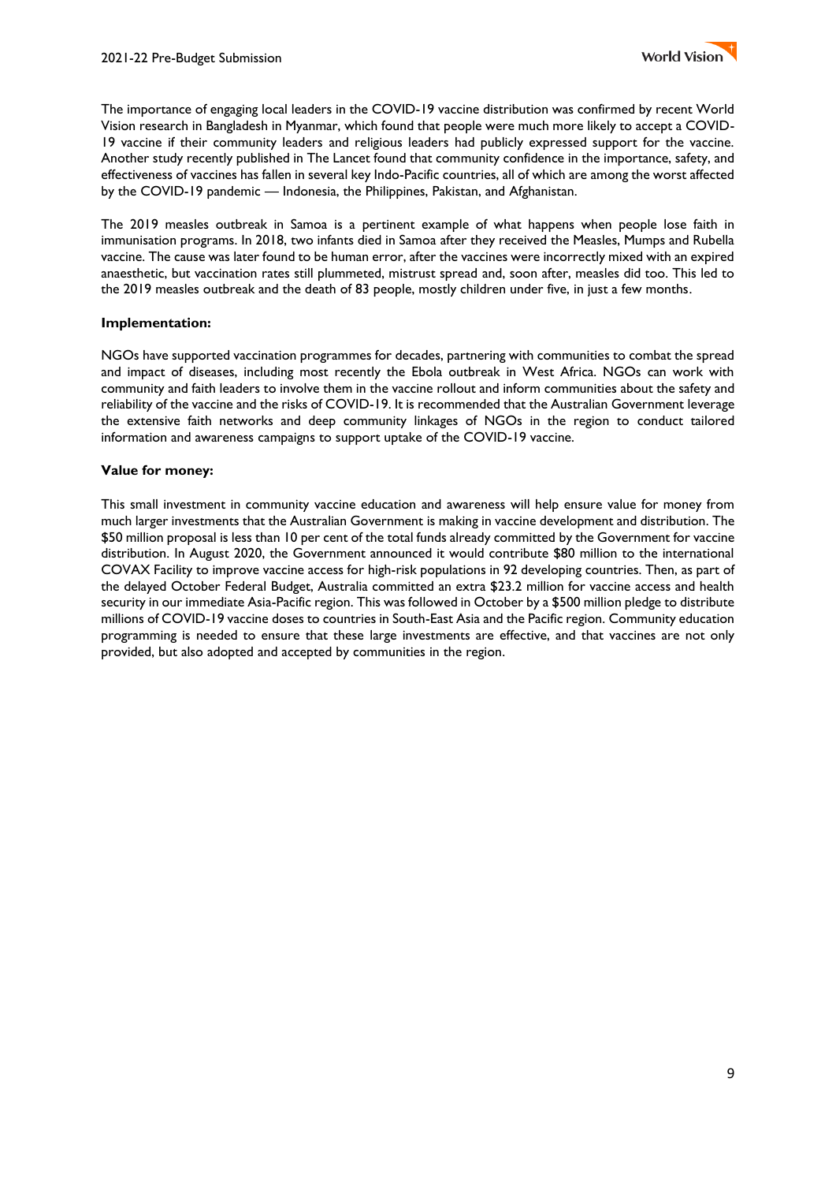The importance of engaging local leaders in the COVID-19 vaccine distribution was confirmed by recent World Vision research in Bangladesh in Myanmar, which found that people were much more likely to accept a COVID-19 vaccine if their community leaders and religious leaders had publicly expressed support for the vaccine. Another study recently published in The Lancet found that community confidence in the importance, safety, and effectiveness of vaccines has fallen in several key Indo-Pacific countries, all of which are among the worst affected by the COVID-19 pandemic — Indonesia, the Philippines, Pakistan, and Afghanistan.

The 2019 measles outbreak in Samoa is a pertinent example of what happens when people lose faith in immunisation programs. In 2018, two infants died in Samoa after they received the Measles, Mumps and Rubella vaccine. The cause was later found to be human error, after the vaccines were incorrectly mixed with an expired anaesthetic, but vaccination rates still plummeted, mistrust spread and, soon after, measles did too. This led to the 2019 measles outbreak and the death of 83 people, mostly children under five, in just a few months.

**Implementation:**

NGOs have supported vaccination programmes for decades, partnering with communities to combat the spread and impact of diseases, including most recently the Ebola outbreak in West Africa. NGOs can work with community and faith leaders to involve them in the vaccine rollout and inform communities about the safety and reliability of the vaccine and the risks of COVID-19. It is recommended that the Australian Government leverage the extensive faith networks and deep community linkages of NGOs in the region to conduct tailored information and awareness campaigns to support uptake of the COVID-19 vaccine.

**Value for money:**

This small investment in community vaccine education and awareness will help ensure value for money from much larger investments that the Australian Government is making in vaccine development and distribution. The $50 million proposal is less than 10 per cent of the total funds already committed by the Government for vaccine distribution. In August 2020, the Government announced it would contribute $80 million to the international COVAX Facility to improve vaccine access for high-risk populations in 92 developing countries. Then, as part of the delayed October Federal Budget, Australia committed an extra $23.2 million for vaccine access and health security in our immediate Asia-Pacific region. This was followed in October by a $500 million pledge to distribute millions of COVID-19 vaccine doses to countries in South-East Asia and the Pacific region. Community education programming is needed to ensure that these large investments are effective, and that vaccines are not only provided, but also adopted and accepted by communities in the region.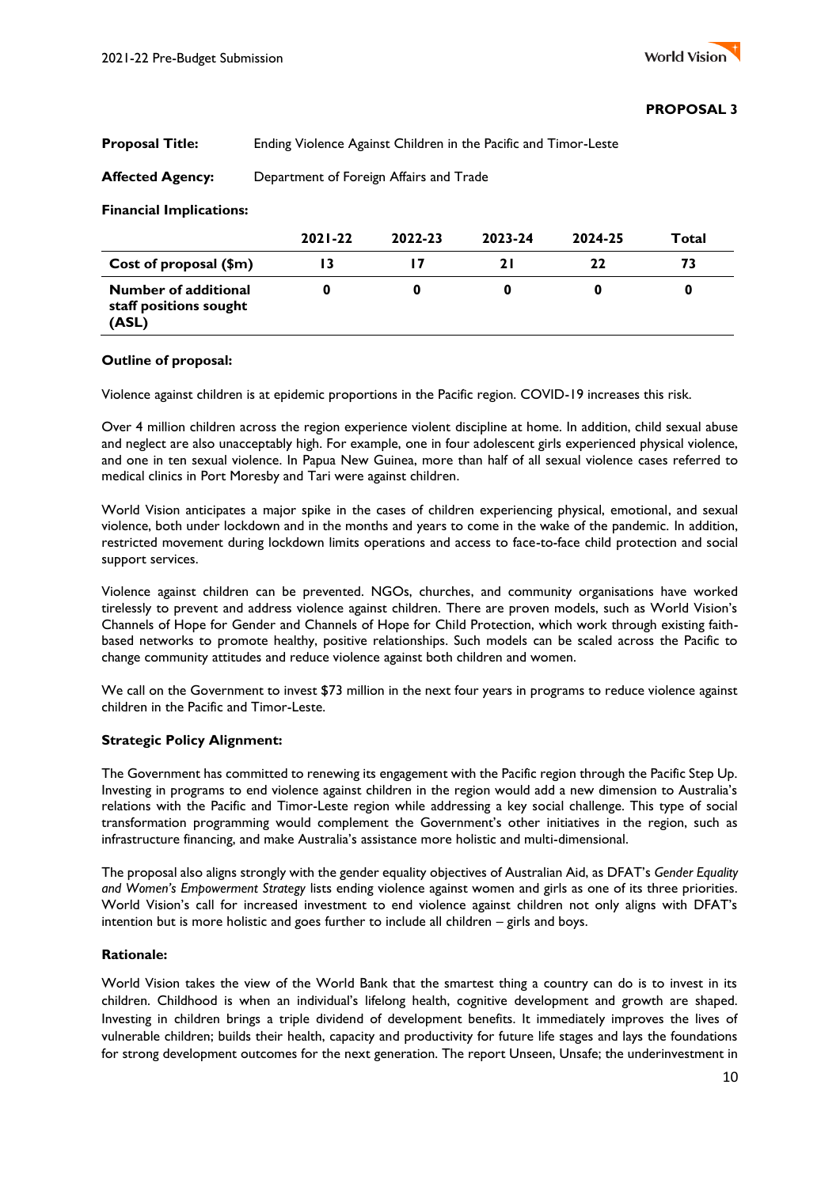**PROPOSAL 3**

**Proposal Title:** Ending Violence Against Children in the Pacific and Timor-Leste

**Affected Agency:** Department of Foreign Affairs and Trade

**Financial Implications:**

| | 2021-22 | 2022-23 | 2023-24 | 2024-25 | Total |
|---|---|---|---|---|---|
| **Cost of proposal ($m)** | 13 | 17 | 21 | 22 | 73 |
| **Number of additional staff positions sought (ASL)** | 0 | 0 | 0 | 0 | 0 |

**Outline of proposal:**

Violence against children is at epidemic proportions in the Pacific region. COVID-19 increases this risk.

Over 4 million children across the region experience violent discipline at home. In addition, child sexual abuse and neglect are also unacceptably high. For example, one in four adolescent girls experienced physical violence, and one in ten sexual violence. In Papua New Guinea, more than half of all sexual violence cases referred to medical clinics in Port Moresby and Tari were against children.

World Vision anticipates a major spike in the cases of children experiencing physical, emotional, and sexual violence, both under lockdown and in the months and years to come in the wake of the pandemic. In addition, restricted movement during lockdown limits operations and access to face-to-face child protection and social support services.

Violence against children can be prevented. NGOs, churches, and community organisations have worked tirelessly to prevent and address violence against children. There are proven models, such as World Vision's Channels of Hope for Gender and Channels of Hope for Child Protection, which work through existing faith-based networks to promote healthy, positive relationships. Such models can be scaled across the Pacific to change community attitudes and reduce violence against both children and women.

We call on the Government to invest $73 million in the next four years in programs to reduce violence against children in the Pacific and Timor-Leste.

**Strategic Policy Alignment:**

The Government has committed to renewing its engagement with the Pacific region through the Pacific Step Up. Investing in programs to end violence against children in the region would add a new dimension to Australia's relations with the Pacific and Timor-Leste region while addressing a key social challenge. This type of social transformation programming would complement the Government's other initiatives in the region, such as infrastructure financing, and make Australia's assistance more holistic and multi-dimensional.

The proposal also aligns strongly with the gender equality objectives of Australian Aid, as DFAT's *Gender Equality and Women's Empowerment Strategy* lists ending violence against women and girls as one of its three priorities. World Vision's call for increased investment to end violence against children not only aligns with DFAT's intention but is more holistic and goes further to include all children – girls and boys.

**Rationale:**

World Vision takes the view of the World Bank that the smartest thing a country can do is to invest in its children. Childhood is when an individual's lifelong health, cognitive development and growth are shaped. Investing in children brings a triple dividend of development benefits. It immediately improves the lives of vulnerable children; builds their health, capacity and productivity for future life stages and lays the foundations for strong development outcomes for the next generation. The report Unseen, Unsafe; the underinvestment in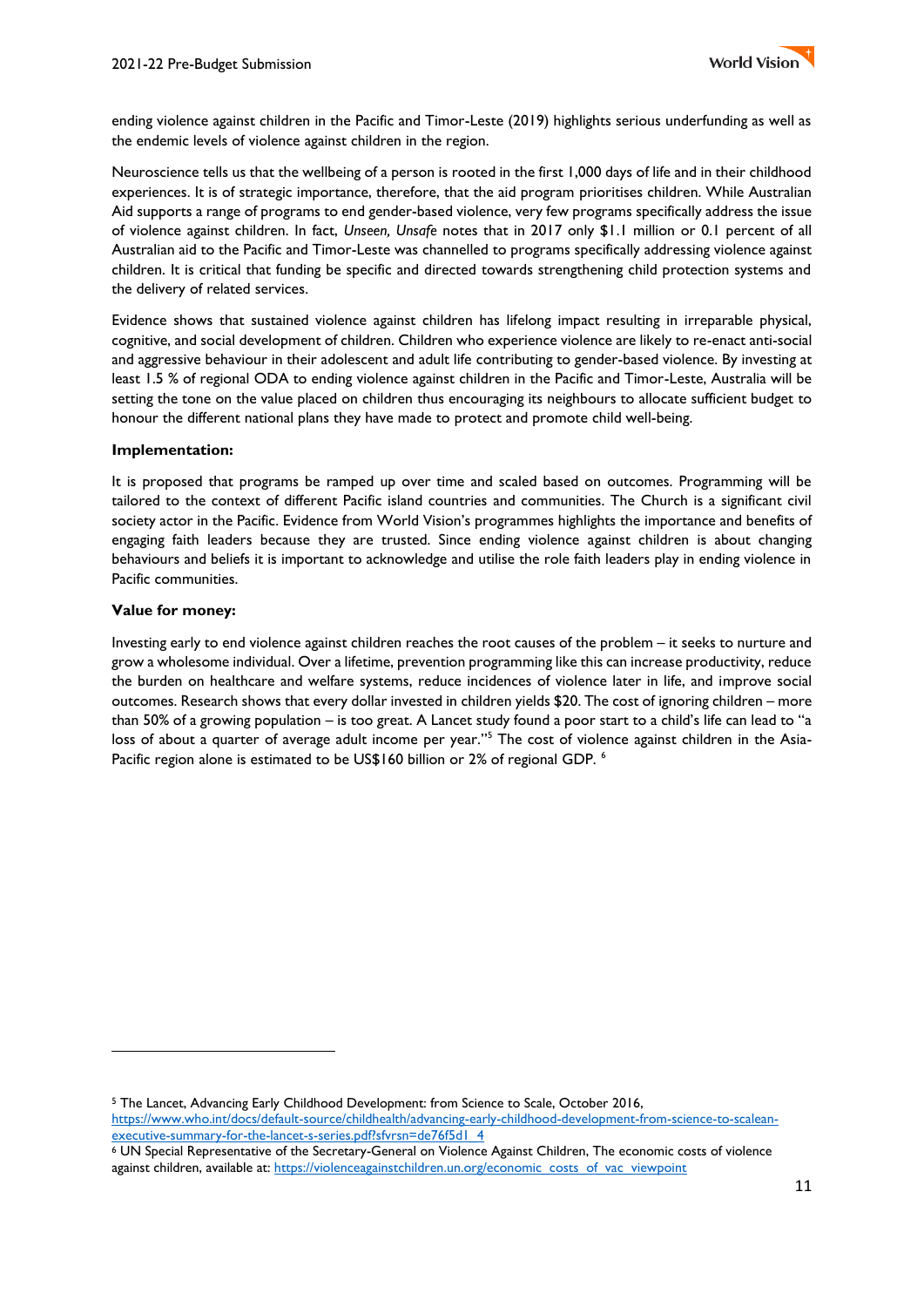ending violence against children in the Pacific and Timor-Leste (2019) highlights serious underfunding as well as the endemic levels of violence against children in the region.

Neuroscience tells us that the wellbeing of a person is rooted in the first 1,000 days of life and in their childhood experiences. It is of strategic importance, therefore, that the aid program prioritises children. While Australian Aid supports a range of programs to end gender-based violence, very few programs specifically address the issue of violence against children. In fact, *Unseen, Unsafe* notes that in 2017 only $1.1 million or 0.1 percent of all Australian aid to the Pacific and Timor-Leste was channelled to programs specifically addressing violence against children. It is critical that funding be specific and directed towards strengthening child protection systems and the delivery of related services.

Evidence shows that sustained violence against children has lifelong impact resulting in irreparable physical, cognitive, and social development of children. Children who experience violence are likely to re-enact anti-social and aggressive behaviour in their adolescent and adult life contributing to gender-based violence. By investing at least 1.5 % of regional ODA to ending violence against children in the Pacific and Timor-Leste, Australia will be setting the tone on the value placed on children thus encouraging its neighbours to allocate sufficient budget to honour the different national plans they have made to protect and promote child well-being.

**Implementation:**

It is proposed that programs be ramped up over time and scaled based on outcomes. Programming will be tailored to the context of different Pacific island countries and communities. The Church is a significant civil society actor in the Pacific. Evidence from World Vision's programmes highlights the importance and benefits of engaging faith leaders because they are trusted. Since ending violence against children is about changing behaviours and beliefs it is important to acknowledge and utilise the role faith leaders play in ending violence in Pacific communities.

**Value for money:**

Investing early to end violence against children reaches the root causes of the problem – it seeks to nurture and grow a wholesome individual. Over a lifetime, prevention programming like this can increase productivity, reduce the burden on healthcare and welfare systems, reduce incidences of violence later in life, and improve social outcomes. Research shows that every dollar invested in children yields $20. The cost of ignoring children – more than 50% of a growing population – is too great. A Lancet study found a poor start to a child's life can lead to "a loss of about a quarter of average adult income per year."[5] The cost of violence against children in the Asia-Pacific region alone is estimated to be US$160 billion or 2% of regional GDP. [6]

---

[5] The Lancet, Advancing Early Childhood Development: from Science to Scale, October 2016, https://www.who.int/docs/default-source/childhealth/advancing-early-childhood-development-from-science-to-scalean-executive-summary-for-the-lancet-s-series.pdf?sfvrsn=de76f5d1_4

[6] UN Special Representative of the Secretary-General on Violence Against Children, The economic costs of violence against children, available at: https://violenceagainstchildren.un.org/economic_costs_of_vac_viewpoint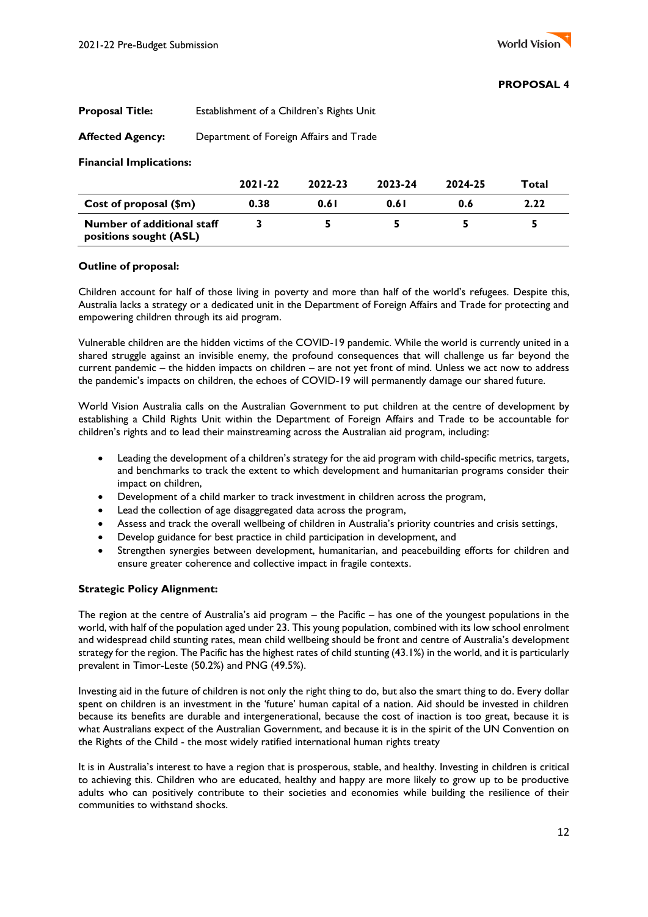**PROPOSAL 4**

**Proposal Title:** Establishment of a Children's Rights Unit

**Affected Agency:** Department of Foreign Affairs and Trade

**Financial Implications:**

| | 2021-22 | 2022-23 | 2023-24 | 2024-25 | Total |
|---|---|---|---|---|---|
| **Cost of proposal ($m)** | 0.38 | 0.61 | 0.61 | 0.6 | 2.22 |
| **Number of additional staff positions sought (ASL)** | 3 | 5 | 5 | 5 | 5 |

**Outline of proposal:**

Children account for half of those living in poverty and more than half of the world's refugees. Despite this, Australia lacks a strategy or a dedicated unit in the Department of Foreign Affairs and Trade for protecting and empowering children through its aid program.

Vulnerable children are the hidden victims of the COVID-19 pandemic. While the world is currently united in a shared struggle against an invisible enemy, the profound consequences that will challenge us far beyond the current pandemic – the hidden impacts on children – are not yet front of mind. Unless we act now to address the pandemic's impacts on children, the echoes of COVID-19 will permanently damage our shared future.

World Vision Australia calls on the Australian Government to put children at the centre of development by establishing a Child Rights Unit within the Department of Foreign Affairs and Trade to be accountable for children's rights and to lead their mainstreaming across the Australian aid program, including:

- Leading the development of a children's strategy for the aid program with child-specific metrics, targets, and benchmarks to track the extent to which development and humanitarian programs consider their impact on children,
- Development of a child marker to track investment in children across the program,
- Lead the collection of age disaggregated data across the program,
- Assess and track the overall wellbeing of children in Australia's priority countries and crisis settings,
- Develop guidance for best practice in child participation in development, and
- Strengthen synergies between development, humanitarian, and peacebuilding efforts for children and ensure greater coherence and collective impact in fragile contexts.

**Strategic Policy Alignment:**

The region at the centre of Australia's aid program – the Pacific – has one of the youngest populations in the world, with half of the population aged under 23. This young population, combined with its low school enrolment and widespread child stunting rates, mean child wellbeing should be front and centre of Australia's development strategy for the region. The Pacific has the highest rates of child stunting (43.1%) in the world, and it is particularly prevalent in Timor-Leste (50.2%) and PNG (49.5%).

Investing aid in the future of children is not only the right thing to do, but also the smart thing to do. Every dollar spent on children is an investment in the 'future' human capital of a nation. Aid should be invested in children because its benefits are durable and intergenerational, because the cost of inaction is too great, because it is what Australians expect of the Australian Government, and because it is in the spirit of the UN Convention on the Rights of the Child - the most widely ratified international human rights treaty

It is in Australia's interest to have a region that is prosperous, stable, and healthy. Investing in children is critical to achieving this. Children who are educated, healthy and happy are more likely to grow up to be productive adults who can positively contribute to their societies and economies while building the resilience of their communities to withstand shocks.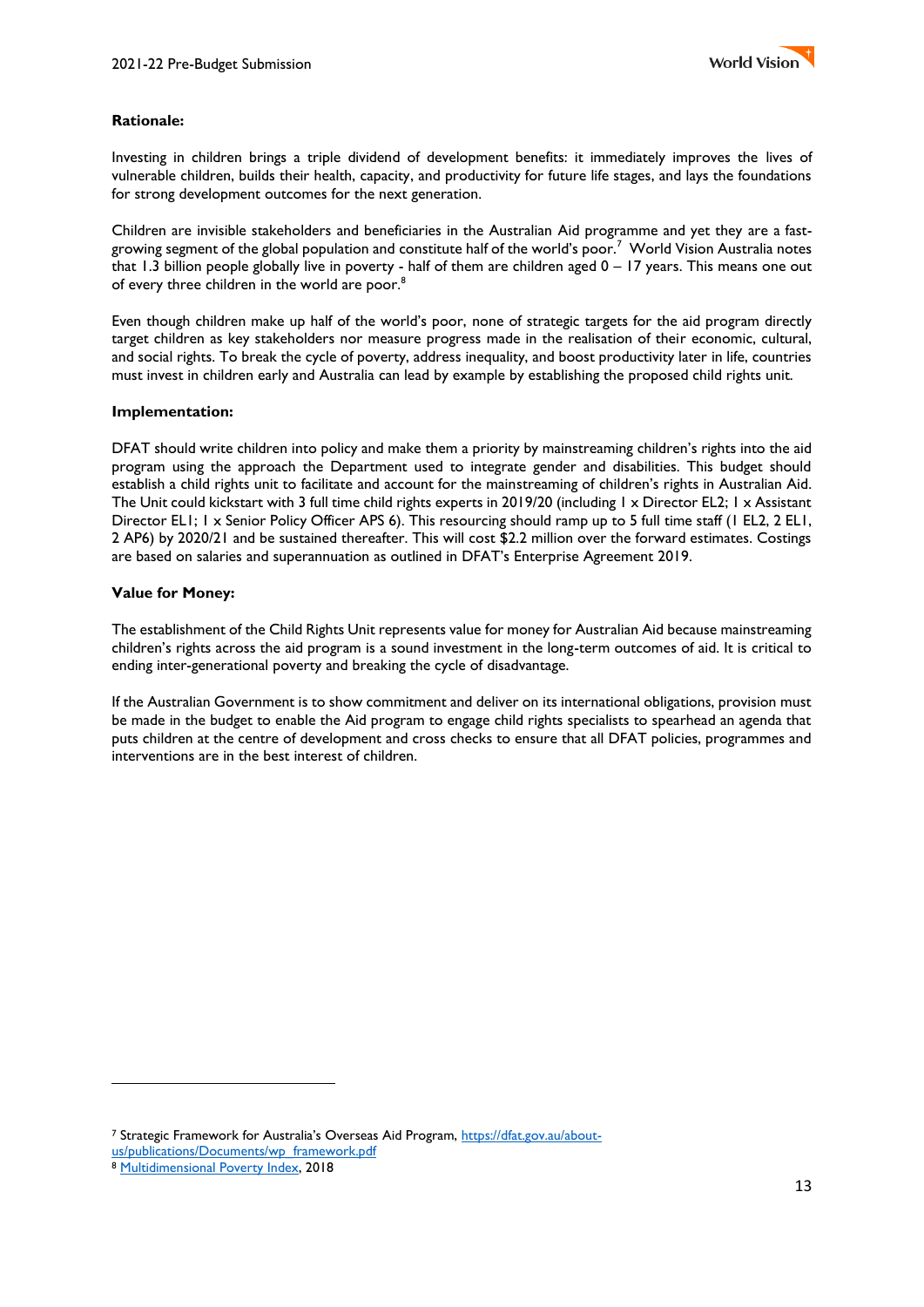**Rationale:**

Investing in children brings a triple dividend of development benefits: it immediately improves the lives of vulnerable children, builds their health, capacity, and productivity for future life stages, and lays the foundations for strong development outcomes for the next generation.

Children are invisible stakeholders and beneficiaries in the Australian Aid programme and yet they are a fast-growing segment of the global population and constitute half of the world's poor.[7] World Vision Australia notes that 1.3 billion people globally live in poverty - half of them are children aged 0 – 17 years. This means one out of every three children in the world are poor.[8]

Even though children make up half of the world's poor, none of strategic targets for the aid program directly target children as key stakeholders nor measure progress made in the realisation of their economic, cultural, and social rights. To break the cycle of poverty, address inequality, and boost productivity later in life, countries must invest in children early and Australia can lead by example by establishing the proposed child rights unit.

**Implementation:**

DFAT should write children into policy and make them a priority by mainstreaming children's rights into the aid program using the approach the Department used to integrate gender and disabilities. This budget should establish a child rights unit to facilitate and account for the mainstreaming of children's rights in Australian Aid. The Unit could kickstart with 3 full time child rights experts in 2019/20 (including 1 x Director EL2; 1 x Assistant Director EL1; 1 x Senior Policy Officer APS 6). This resourcing should ramp up to 5 full time staff (1 EL2, 2 EL1, 2 AP6) by 2020/21 and be sustained thereafter. This will cost $2.2 million over the forward estimates. Costings are based on salaries and superannuation as outlined in DFAT's Enterprise Agreement 2019.

**Value for Money:**

The establishment of the Child Rights Unit represents value for money for Australian Aid because mainstreaming children's rights across the aid program is a sound investment in the long-term outcomes of aid. It is critical to ending inter-generational poverty and breaking the cycle of disadvantage.

If the Australian Government is to show commitment and deliver on its international obligations, provision must be made in the budget to enable the Aid program to engage child rights specialists to spearhead an agenda that puts children at the centre of development and cross checks to ensure that all DFAT policies, programmes and interventions are in the best interest of children.

---

[7] Strategic Framework for Australia's Overseas Aid Program, https://dfat.gov.au/about-us/publications/Documents/wp_framework.pdf

[8] Multidimensional Poverty Index, 2018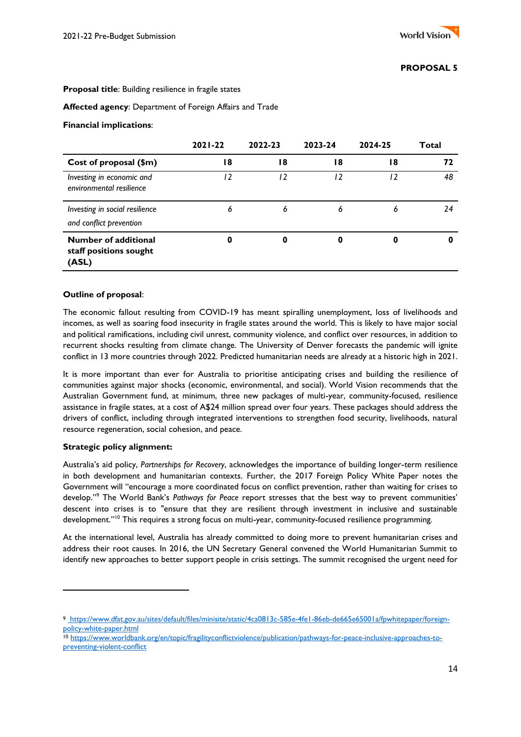**PROPOSAL 5**

**Proposal title**: Building resilience in fragile states

**Affected agency**: Department of Foreign Affairs and Trade

**Financial implications**:

| | 2021-22 | 2022-23 | 2023-24 | 2024-25 | Total |
|---|---|---|---|---|---|
| **Cost of proposal ($m)** | **18** | **18** | **18** | **18** | **72** |
| *Investing in economic and environmental resilience* | *12* | *12* | *12* | *12* | *48* |
| *Investing in social resilience and conflict prevention* | *6* | *6* | *6* | *6* | *24* |
| **Number of additional staff positions sought (ASL)** | **0** | **0** | **0** | **0** | **0** |

**Outline of proposal**:

The economic fallout resulting from COVID-19 has meant spiralling unemployment, loss of livelihoods and incomes, as well as soaring food insecurity in fragile states around the world. This is likely to have major social and political ramifications, including civil unrest, community violence, and conflict over resources, in addition to recurrent shocks resulting from climate change. The University of Denver forecasts the pandemic will ignite conflict in 13 more countries through 2022. Predicted humanitarian needs are already at a historic high in 2021.

It is more important than ever for Australia to prioritise anticipating crises and building the resilience of communities against major shocks (economic, environmental, and social). World Vision recommends that the Australian Government fund, at minimum, three new packages of multi-year, community-focused, resilience assistance in fragile states, at a cost of A$24 million spread over four years. These packages should address the drivers of conflict, including through integrated interventions to strengthen food security, livelihoods, natural resource regeneration, social cohesion, and peace.

**Strategic policy alignment:**

Australia's aid policy, *Partnerships for Recovery*, acknowledges the importance of building longer-term resilience in both development and humanitarian contexts. Further, the 2017 Foreign Policy White Paper notes the Government will "encourage a more coordinated focus on conflict prevention, rather than waiting for crises to develop."[9] The World Bank's *Pathways for Peace* report stresses that the best way to prevent communities' descent into crises is to "ensure that they are resilient through investment in inclusive and sustainable development."[10] This requires a strong focus on multi-year, community-focused resilience programming.

At the international level, Australia has already committed to doing more to prevent humanitarian crises and address their root causes. In 2016, the UN Secretary General convened the World Humanitarian Summit to identify new approaches to better support people in crisis settings. The summit recognised the urgent need for

---

[9] https://www.dfat.gov.au/sites/default/files/minisite/static/4ca0813c-585e-4fe1-86eb-de665e65001a/fpwhitepaper/foreign-policy-white-paper.html

[10] https://www.worldbank.org/en/topic/fragilityconflictviolence/publication/pathways-for-peace-inclusive-approaches-to-preventing-violent-conflict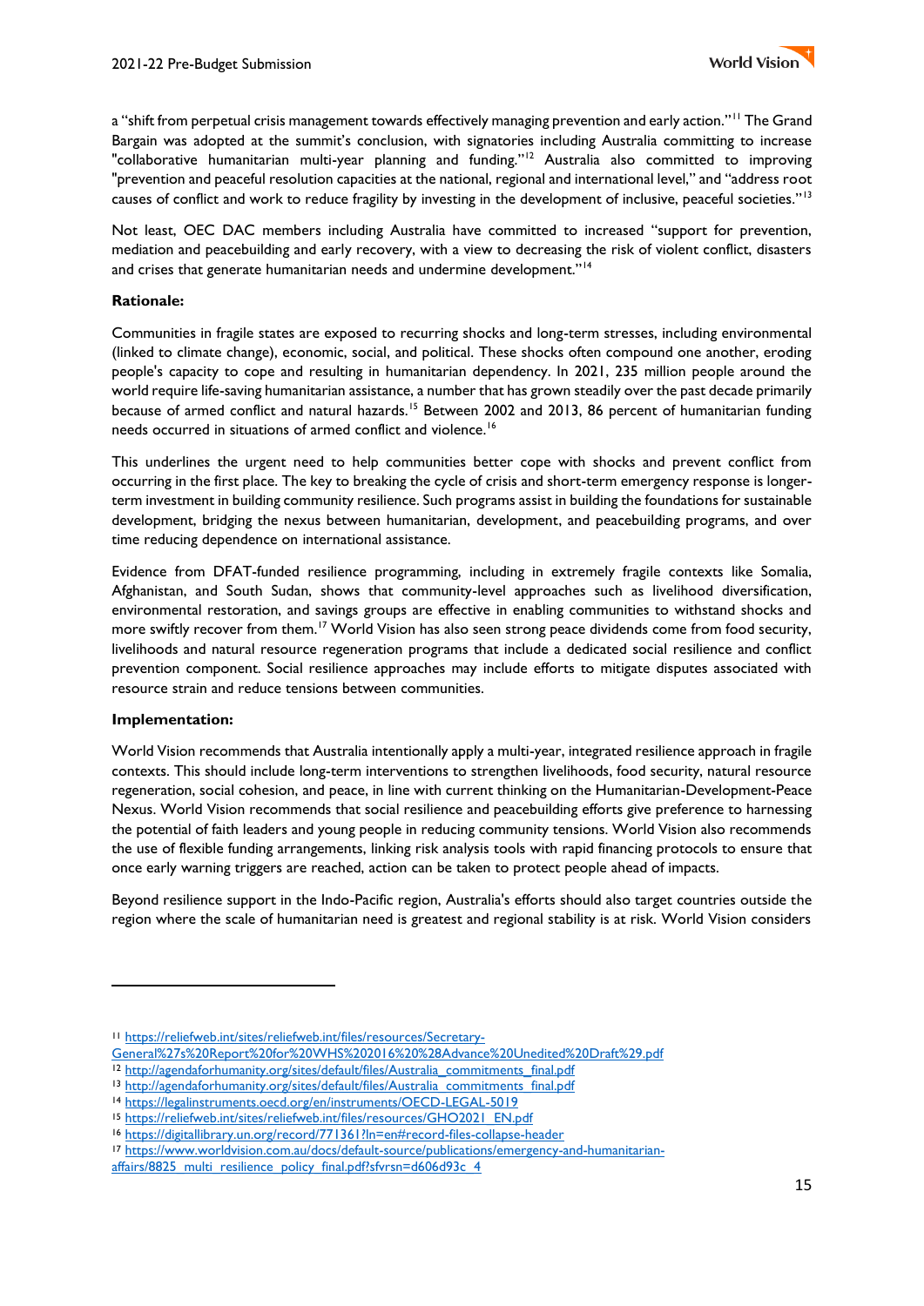a "shift from perpetual crisis management towards effectively managing prevention and early action."[11] The Grand Bargain was adopted at the summit's conclusion, with signatories including Australia committing to increase "collaborative humanitarian multi-year planning and funding."[12] Australia also committed to improving "prevention and peaceful resolution capacities at the national, regional and international level," and "address root causes of conflict and work to reduce fragility by investing in the development of inclusive, peaceful societies."[13]

Not least, OEC DAC members including Australia have committed to increased "support for prevention, mediation and peacebuilding and early recovery, with a view to decreasing the risk of violent conflict, disasters and crises that generate humanitarian needs and undermine development."[14]

**Rationale:**

Communities in fragile states are exposed to recurring shocks and long-term stresses, including environmental (linked to climate change), economic, social, and political. These shocks often compound one another, eroding people's capacity to cope and resulting in humanitarian dependency. In 2021, 235 million people around the world require life-saving humanitarian assistance, a number that has grown steadily over the past decade primarily because of armed conflict and natural hazards.[15] Between 2002 and 2013, 86 percent of humanitarian funding needs occurred in situations of armed conflict and violence.[16]

This underlines the urgent need to help communities better cope with shocks and prevent conflict from occurring in the first place. The key to breaking the cycle of crisis and short-term emergency response is longer-term investment in building community resilience. Such programs assist in building the foundations for sustainable development, bridging the nexus between humanitarian, development, and peacebuilding programs, and over time reducing dependence on international assistance.

Evidence from DFAT-funded resilience programming, including in extremely fragile contexts like Somalia, Afghanistan, and South Sudan, shows that community-level approaches such as livelihood diversification, environmental restoration, and savings groups are effective in enabling communities to withstand shocks and more swiftly recover from them.[17] World Vision has also seen strong peace dividends come from food security, livelihoods and natural resource regeneration programs that include a dedicated social resilience and conflict prevention component. Social resilience approaches may include efforts to mitigate disputes associated with resource strain and reduce tensions between communities.

**Implementation:**

World Vision recommends that Australia intentionally apply a multi-year, integrated resilience approach in fragile contexts. This should include long-term interventions to strengthen livelihoods, food security, natural resource regeneration, social cohesion, and peace, in line with current thinking on the Humanitarian-Development-Peace Nexus. World Vision recommends that social resilience and peacebuilding efforts give preference to harnessing the potential of faith leaders and young people in reducing community tensions. World Vision also recommends the use of flexible funding arrangements, linking risk analysis tools with rapid financing protocols to ensure that once early warning triggers are reached, action can be taken to protect people ahead of impacts.

Beyond resilience support in the Indo-Pacific region, Australia's efforts should also target countries outside the region where the scale of humanitarian need is greatest and regional stability is at risk. World Vision considers

---

[11] https://reliefweb.int/sites/reliefweb.int/files/resources/Secretary-General%27s%20Report%20for%20WHS%202016%20%28Advance%20Unedited%20Draft%29.pdf
[12] http://agendaforhumanity.org/sites/default/files/Australia_commitments_final.pdf
[13] http://agendaforhumanity.org/sites/default/files/Australia_commitments_final.pdf
[14] https://legalinstruments.oecd.org/en/instruments/OECD-LEGAL-5019
[15] https://reliefweb.int/sites/reliefweb.int/files/resources/GHO2021_EN.pdf
[16] https://digitallibrary.un.org/record/771361?ln=en#record-files-collapse-header
[17] https://www.worldvision.com.au/docs/default-source/publications/emergency-and-humanitarian-affairs/8825_multi_resilience_policy_final.pdf?sfvrsn=d606d93c_4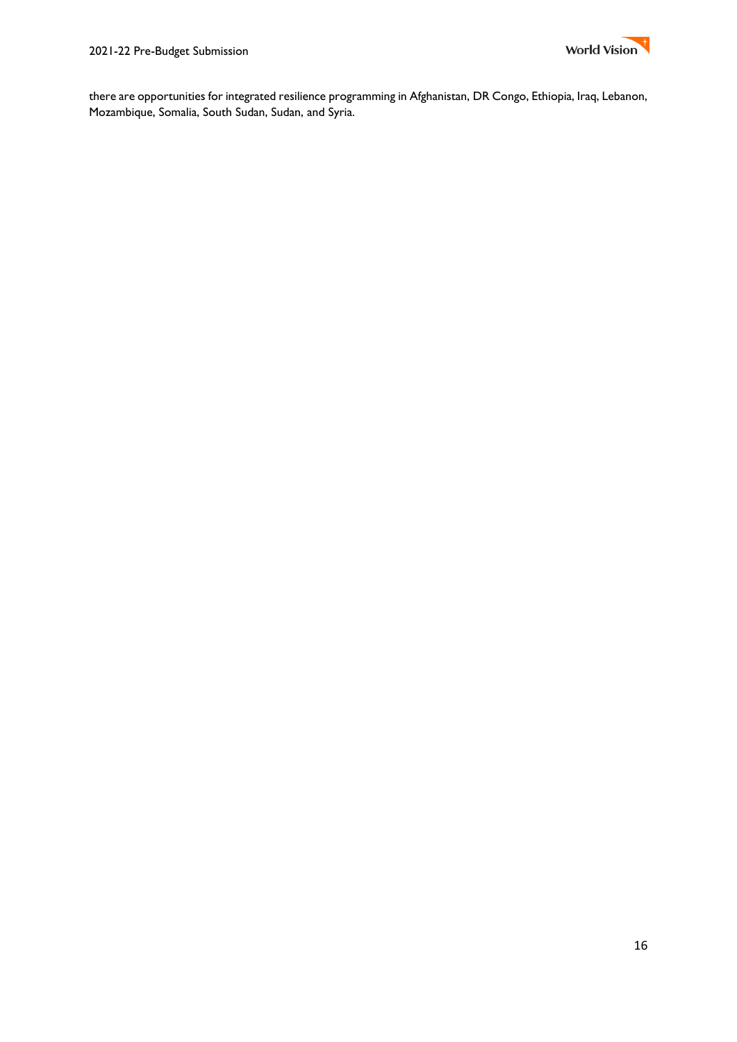there are opportunities for integrated resilience programming in Afghanistan, DR Congo, Ethiopia, Iraq, Lebanon, Mozambique, Somalia, South Sudan, Sudan, and Syria.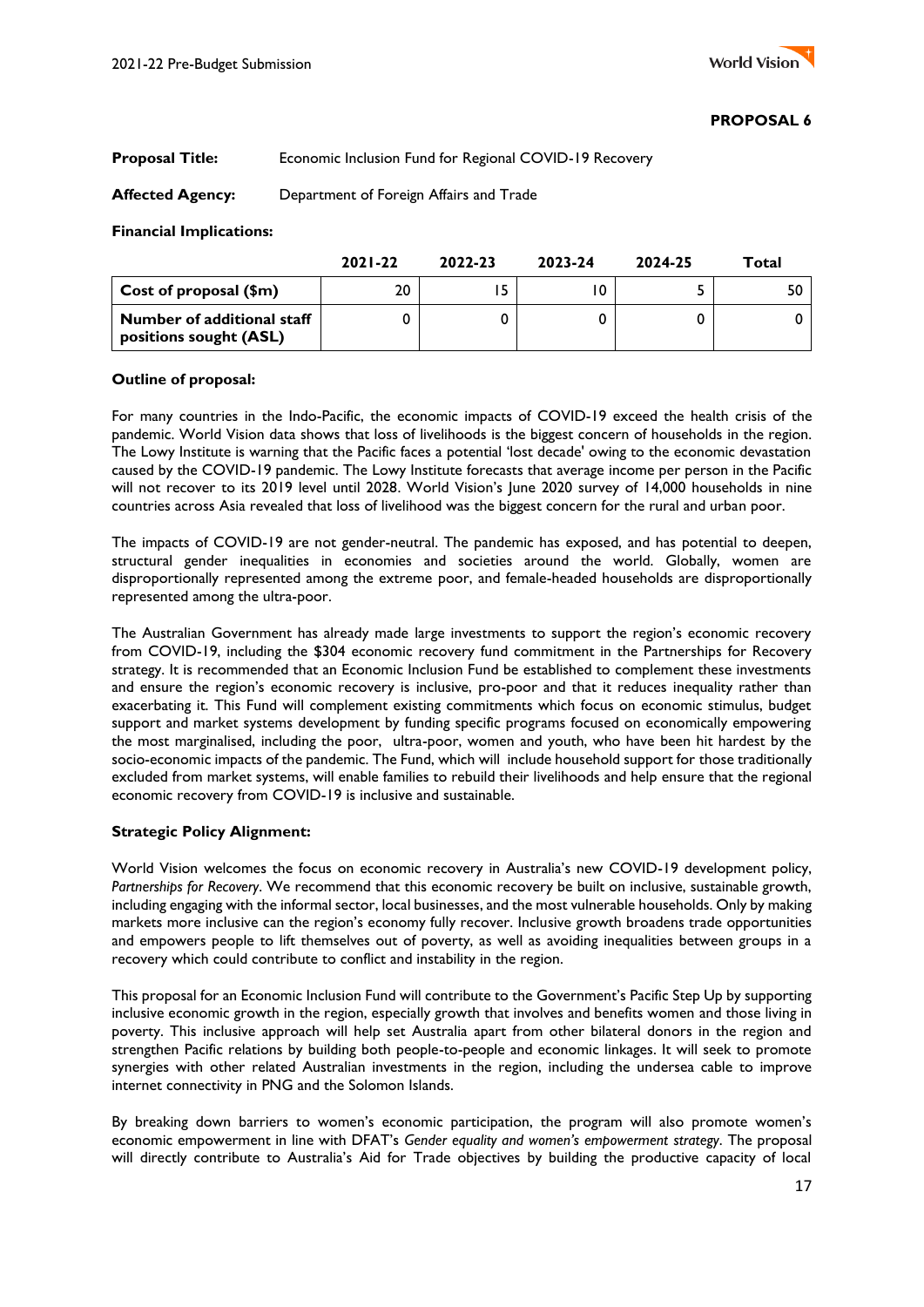**PROPOSAL 6**

**Proposal Title:** Economic Inclusion Fund for Regional COVID-19 Recovery

**Affected Agency:** Department of Foreign Affairs and Trade

**Financial Implications:**

| | 2021-22 | 2022-23 | 2023-24 | 2024-25 | Total |
|---|---|---|---|---|---|
| **Cost of proposal ($m)** | 20 | 15 | 10 | 5 | 50 |
| **Number of additional staff positions sought (ASL)** | 0 | 0 | 0 | 0 | 0 |

**Outline of proposal:**

For many countries in the Indo-Pacific, the economic impacts of COVID-19 exceed the health crisis of the pandemic. World Vision data shows that loss of livelihoods is the biggest concern of households in the region. The Lowy Institute is warning that the Pacific faces a potential 'lost decade' owing to the economic devastation caused by the COVID-19 pandemic. The Lowy Institute forecasts that average income per person in the Pacific will not recover to its 2019 level until 2028. World Vision's June 2020 survey of 14,000 households in nine countries across Asia revealed that loss of livelihood was the biggest concern for the rural and urban poor.

The impacts of COVID-19 are not gender-neutral. The pandemic has exposed, and has potential to deepen, structural gender inequalities in economies and societies around the world. Globally, women are disproportionally represented among the extreme poor, and female-headed households are disproportionally represented among the ultra-poor.

The Australian Government has already made large investments to support the region's economic recovery from COVID-19, including the $304 economic recovery fund commitment in the Partnerships for Recovery strategy. It is recommended that an Economic Inclusion Fund be established to complement these investments and ensure the region's economic recovery is inclusive, pro-poor and that it reduces inequality rather than exacerbating it. This Fund will complement existing commitments which focus on economic stimulus, budget support and market systems development by funding specific programs focused on economically empowering the most marginalised, including the poor, ultra-poor, women and youth, who have been hit hardest by the socio-economic impacts of the pandemic. The Fund, which will include household support for those traditionally excluded from market systems, will enable families to rebuild their livelihoods and help ensure that the regional economic recovery from COVID-19 is inclusive and sustainable.

**Strategic Policy Alignment:**

World Vision welcomes the focus on economic recovery in Australia's new COVID-19 development policy, *Partnerships for Recovery*. We recommend that this economic recovery be built on inclusive, sustainable growth, including engaging with the informal sector, local businesses, and the most vulnerable households. Only by making markets more inclusive can the region's economy fully recover. Inclusive growth broadens trade opportunities and empowers people to lift themselves out of poverty, as well as avoiding inequalities between groups in a recovery which could contribute to conflict and instability in the region.

This proposal for an Economic Inclusion Fund will contribute to the Government's Pacific Step Up by supporting inclusive economic growth in the region, especially growth that involves and benefits women and those living in poverty. This inclusive approach will help set Australia apart from other bilateral donors in the region and strengthen Pacific relations by building both people-to-people and economic linkages. It will seek to promote synergies with other related Australian investments in the region, including the undersea cable to improve internet connectivity in PNG and the Solomon Islands.

By breaking down barriers to women's economic participation, the program will also promote women's economic empowerment in line with DFAT's *Gender equality and women's empowerment strategy*. The proposal will directly contribute to Australia's Aid for Trade objectives by building the productive capacity of local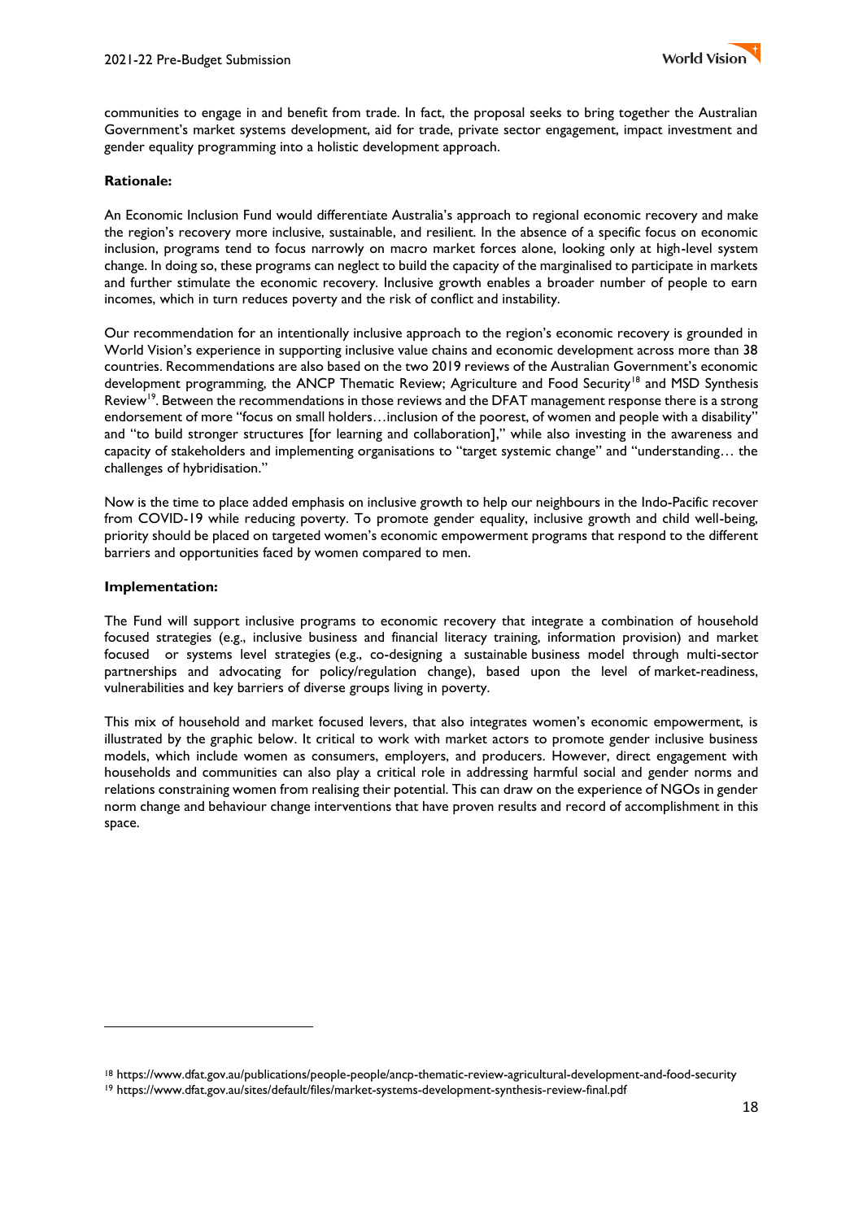communities to engage in and benefit from trade. In fact, the proposal seeks to bring together the Australian Government's market systems development, aid for trade, private sector engagement, impact investment and gender equality programming into a holistic development approach.

**Rationale:**

An Economic Inclusion Fund would differentiate Australia's approach to regional economic recovery and make the region's recovery more inclusive, sustainable, and resilient. In the absence of a specific focus on economic inclusion, programs tend to focus narrowly on macro market forces alone, looking only at high-level system change. In doing so, these programs can neglect to build the capacity of the marginalised to participate in markets and further stimulate the economic recovery. Inclusive growth enables a broader number of people to earn incomes, which in turn reduces poverty and the risk of conflict and instability.

Our recommendation for an intentionally inclusive approach to the region's economic recovery is grounded in World Vision's experience in supporting inclusive value chains and economic development across more than 38 countries. Recommendations are also based on the two 2019 reviews of the Australian Government's economic development programming, the ANCP Thematic Review; Agriculture and Food Security[18] and MSD Synthesis Review[19]. Between the recommendations in those reviews and the DFAT management response there is a strong endorsement of more "focus on small holders…inclusion of the poorest, of women and people with a disability" and "to build stronger structures [for learning and collaboration]," while also investing in the awareness and capacity of stakeholders and implementing organisations to "target systemic change" and "understanding… the challenges of hybridisation."

Now is the time to place added emphasis on inclusive growth to help our neighbours in the Indo-Pacific recover from COVID-19 while reducing poverty. To promote gender equality, inclusive growth and child well-being, priority should be placed on targeted women's economic empowerment programs that respond to the different barriers and opportunities faced by women compared to men.

**Implementation:**

The Fund will support inclusive programs to economic recovery that integrate a combination of household focused strategies (e.g., inclusive business and financial literacy training, information provision) and market focused or systems level strategies (e.g., co-designing a sustainable business model through multi-sector partnerships and advocating for policy/regulation change), based upon the level of market-readiness, vulnerabilities and key barriers of diverse groups living in poverty.

This mix of household and market focused levers, that also integrates women's economic empowerment, is illustrated by the graphic below. It critical to work with market actors to promote gender inclusive business models, which include women as consumers, employers, and producers. However, direct engagement with households and communities can also play a critical role in addressing harmful social and gender norms and relations constraining women from realising their potential. This can draw on the experience of NGOs in gender norm change and behaviour change interventions that have proven results and record of accomplishment in this space.

---

[18] https://www.dfat.gov.au/publications/people-people/ancp-thematic-review-agricultural-development-and-food-security

[19] https://www.dfat.gov.au/sites/default/files/market-systems-development-synthesis-review-final.pdf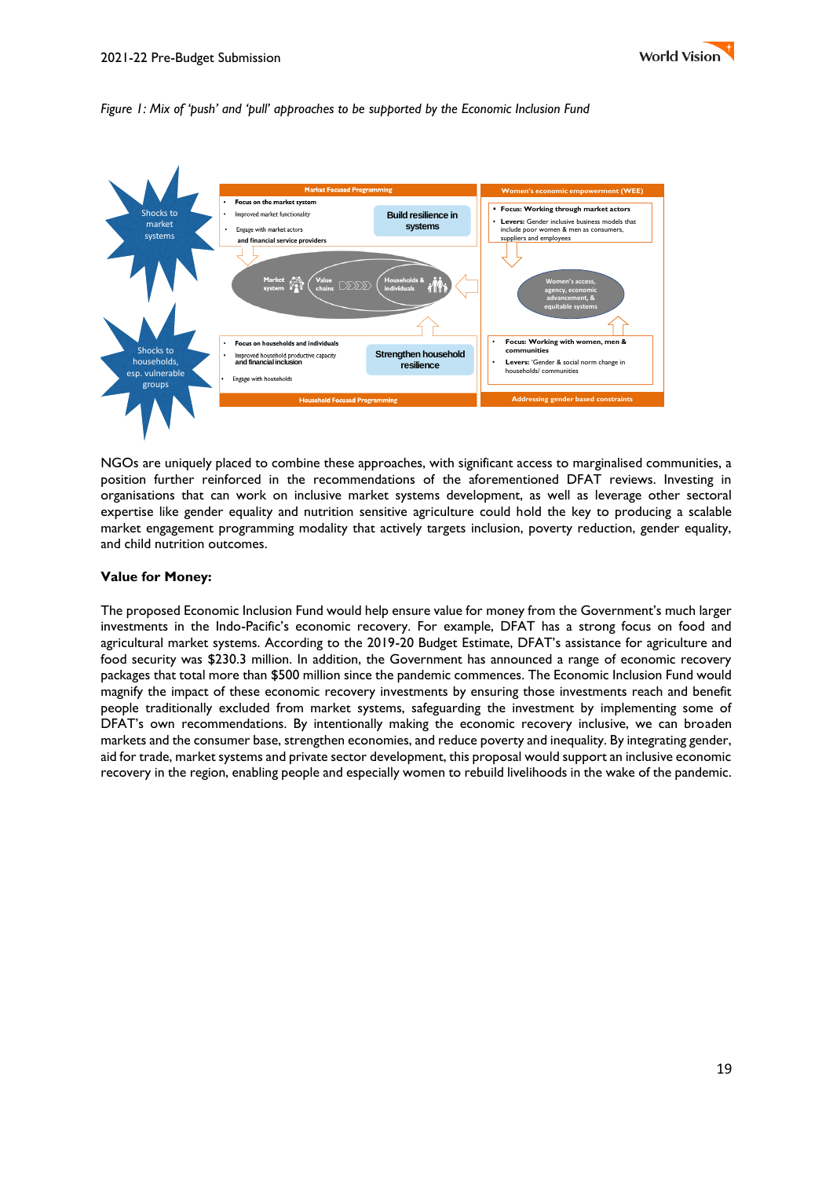*Figure 1: Mix of 'push' and 'pull' approaches to be supported by the Economic Inclusion Fund*

Shocks to market systems

Shocks to households, esp. vulnerable groups

**Market Focused Programming**

- **Focus on the market system**
- Improved market functionality
- Engage with market actors and financial service providers

**Build resilience in systems**

Market system — Value chains — Households & individuals

- **Focus on households and individuals**
- Improved household productive capacity and financial inclusion
- Engage with households

**Strengthen household resilience**

**Household Focused Programming**

**Women's economic empowerment (WEE)**

- **Focus: Working through market actors**
- **Levers:** Gender inclusive business models that include poor women & men as consumers, suppliers and employees

Women's access, agency, economic advancement, & equitable systems

- **Focus: Working with women, men & communities**
- **Levers:** 'Gender & social norm change in households/ communities

**Addressing gender based constraints**

NGOs are uniquely placed to combine these approaches, with significant access to marginalised communities, a position further reinforced in the recommendations of the aforementioned DFAT reviews. Investing in organisations that can work on inclusive market systems development, as well as leverage other sectoral expertise like gender equality and nutrition sensitive agriculture could hold the key to producing a scalable market engagement programming modality that actively targets inclusion, poverty reduction, gender equality, and child nutrition outcomes.

**Value for Money:**

The proposed Economic Inclusion Fund would help ensure value for money from the Government's much larger investments in the Indo-Pacific's economic recovery. For example, DFAT has a strong focus on food and agricultural market systems. According to the 2019-20 Budget Estimate, DFAT's assistance for agriculture and food security was $230.3 million. In addition, the Government has announced a range of economic recovery packages that total more than $500 million since the pandemic commences. The Economic Inclusion Fund would magnify the impact of these economic recovery investments by ensuring those investments reach and benefit people traditionally excluded from market systems, safeguarding the investment by implementing some of DFAT's own recommendations. By intentionally making the economic recovery inclusive, we can broaden markets and the consumer base, strengthen economies, and reduce poverty and inequality. By integrating gender, aid for trade, market systems and private sector development, this proposal would support an inclusive economic recovery in the region, enabling people and especially women to rebuild livelihoods in the wake of the pandemic.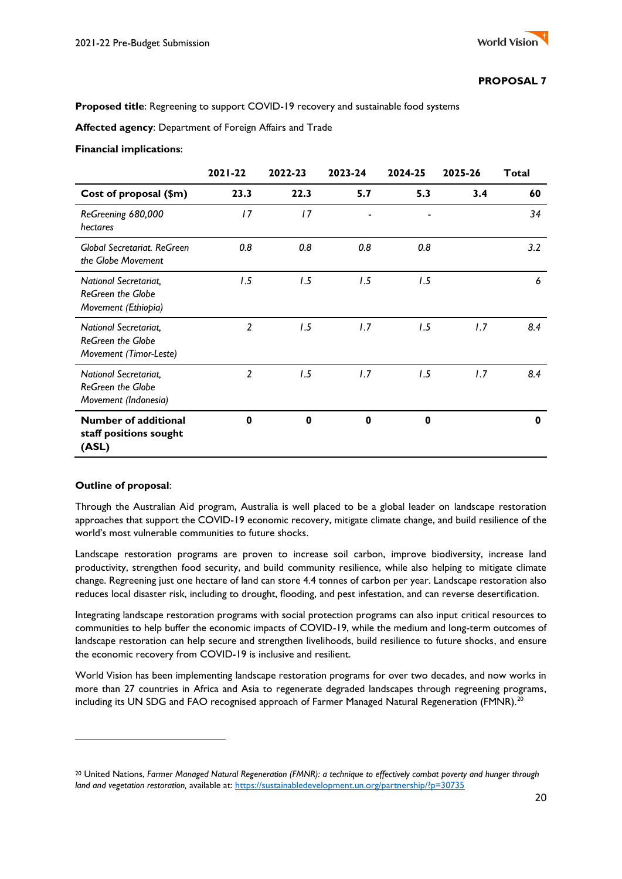**PROPOSAL 7**

**Proposed title**: Regreening to support COVID-19 recovery and sustainable food systems

**Affected agency**: Department of Foreign Affairs and Trade

**Financial implications**:

| | 2021-22 | 2022-23 | 2023-24 | 2024-25 | 2025-26 | Total |
|---|---|---|---|---|---|---|
| **Cost of proposal ($m)** | **23.3** | **22.3** | **5.7** | **5.3** | **3.4** | **60** |
| *ReGreening 680,000 hectares* | *17* | *17* | - | - | | *34* |
| *Global Secretariat. ReGreen the Globe Movement* | *0.8* | *0.8* | *0.8* | *0.8* | | *3.2* |
| *National Secretariat, ReGreen the Globe Movement (Ethiopia)* | *1.5* | *1.5* | *1.5* | *1.5* | | *6* |
| *National Secretariat, ReGreen the Globe Movement (Timor-Leste)* | *2* | *1.5* | *1.7* | *1.5* | *1.7* | *8.4* |
| *National Secretariat, ReGreen the Globe Movement (Indonesia)* | *2* | *1.5* | *1.7* | *1.5* | *1.7* | *8.4* |
| **Number of additional staff positions sought (ASL)** | **0** | **0** | **0** | **0** | | **0** |

**Outline of proposal**:

Through the Australian Aid program, Australia is well placed to be a global leader on landscape restoration approaches that support the COVID-19 economic recovery, mitigate climate change, and build resilience of the world's most vulnerable communities to future shocks.

Landscape restoration programs are proven to increase soil carbon, improve biodiversity, increase land productivity, strengthen food security, and build community resilience, while also helping to mitigate climate change. Regreening just one hectare of land can store 4.4 tonnes of carbon per year. Landscape restoration also reduces local disaster risk, including to drought, flooding, and pest infestation, and can reverse desertification.

Integrating landscape restoration programs with social protection programs can also input critical resources to communities to help buffer the economic impacts of COVID-19, while the medium and long-term outcomes of landscape restoration can help secure and strengthen livelihoods, build resilience to future shocks, and ensure the economic recovery from COVID-19 is inclusive and resilient.

World Vision has been implementing landscape restoration programs for over two decades, and now works in more than 27 countries in Africa and Asia to regenerate degraded landscapes through regreening programs, including its UN SDG and FAO recognised approach of Farmer Managed Natural Regeneration (FMNR).[20]

---

[20] United Nations, *Farmer Managed Natural Regeneration (FMNR): a technique to effectively combat poverty and hunger through land and vegetation restoration,* available at: https://sustainabledevelopment.un.org/partnership/?p=30735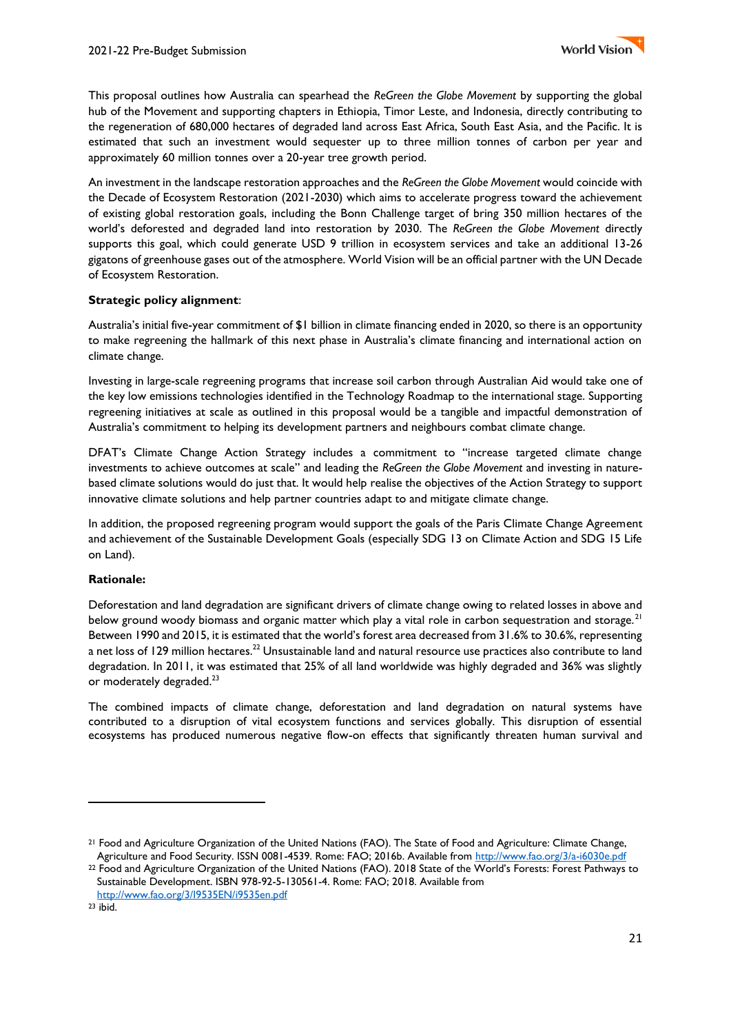This proposal outlines how Australia can spearhead the *ReGreen the Globe Movement* by supporting the global hub of the Movement and supporting chapters in Ethiopia, Timor Leste, and Indonesia, directly contributing to the regeneration of 680,000 hectares of degraded land across East Africa, South East Asia, and the Pacific. It is estimated that such an investment would sequester up to three million tonnes of carbon per year and approximately 60 million tonnes over a 20-year tree growth period.

An investment in the landscape restoration approaches and the *ReGreen the Globe Movement* would coincide with the Decade of Ecosystem Restoration (2021-2030) which aims to accelerate progress toward the achievement of existing global restoration goals, including the Bonn Challenge target of bring 350 million hectares of the world's deforested and degraded land into restoration by 2030. The *ReGreen the Globe Movement* directly supports this goal, which could generate USD 9 trillion in ecosystem services and take an additional 13-26 gigatons of greenhouse gases out of the atmosphere. World Vision will be an official partner with the UN Decade of Ecosystem Restoration.

**Strategic policy alignment**:

Australia's initial five-year commitment of $1 billion in climate financing ended in 2020, so there is an opportunity to make regreening the hallmark of this next phase in Australia's climate financing and international action on climate change.

Investing in large-scale regreening programs that increase soil carbon through Australian Aid would take one of the key low emissions technologies identified in the Technology Roadmap to the international stage. Supporting regreening initiatives at scale as outlined in this proposal would be a tangible and impactful demonstration of Australia's commitment to helping its development partners and neighbours combat climate change.

DFAT's Climate Change Action Strategy includes a commitment to "increase targeted climate change investments to achieve outcomes at scale" and leading the *ReGreen the Globe Movement* and investing in nature-based climate solutions would do just that. It would help realise the objectives of the Action Strategy to support innovative climate solutions and help partner countries adapt to and mitigate climate change.

In addition, the proposed regreening program would support the goals of the Paris Climate Change Agreement and achievement of the Sustainable Development Goals (especially SDG 13 on Climate Action and SDG 15 Life on Land).

**Rationale:**

Deforestation and land degradation are significant drivers of climate change owing to related losses in above and below ground woody biomass and organic matter which play a vital role in carbon sequestration and storage.[21] Between 1990 and 2015, it is estimated that the world's forest area decreased from 31.6% to 30.6%, representing a net loss of 129 million hectares.[22] Unsustainable land and natural resource use practices also contribute to land degradation. In 2011, it was estimated that 25% of all land worldwide was highly degraded and 36% was slightly or moderately degraded.[23]

The combined impacts of climate change, deforestation and land degradation on natural systems have contributed to a disruption of vital ecosystem functions and services globally. This disruption of essential ecosystems has produced numerous negative flow-on effects that significantly threaten human survival and

---

[21] Food and Agriculture Organization of the United Nations (FAO). The State of Food and Agriculture: Climate Change, Agriculture and Food Security. ISSN 0081-4539. Rome: FAO; 2016b. Available from http://www.fao.org/3/a-i6030e.pdf

[22] Food and Agriculture Organization of the United Nations (FAO). 2018 State of the World's Forests: Forest Pathways to Sustainable Development. ISBN 978-92-5-130561-4. Rome: FAO; 2018. Available from http://www.fao.org/3/I9535EN/i9535en.pdf

[23] ibid.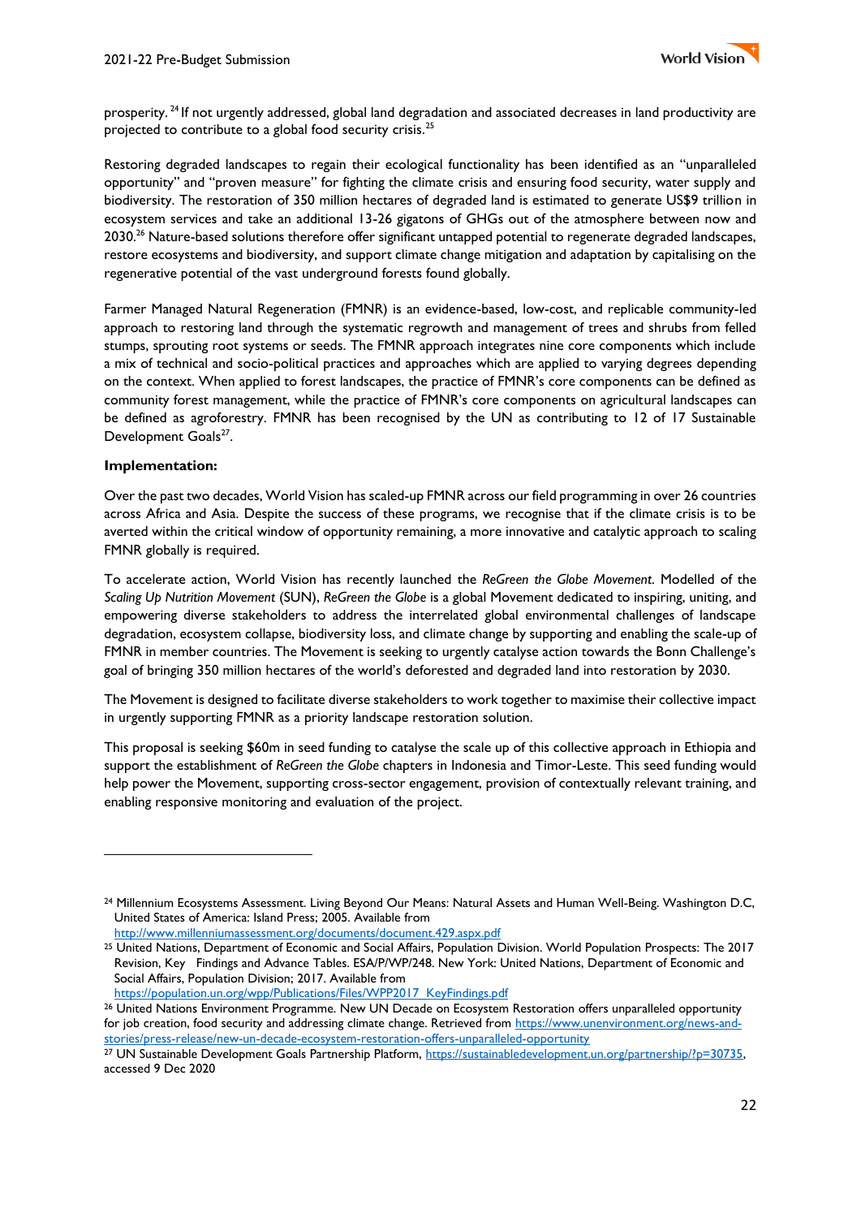prosperity.[24] If not urgently addressed, global land degradation and associated decreases in land productivity are projected to contribute to a global food security crisis.[25]

Restoring degraded landscapes to regain their ecological functionality has been identified as an "unparalleled opportunity" and "proven measure" for fighting the climate crisis and ensuring food security, water supply and biodiversity. The restoration of 350 million hectares of degraded land is estimated to generate US$9 trillion in ecosystem services and take an additional 13-26 gigatons of GHGs out of the atmosphere between now and 2030.[26] Nature-based solutions therefore offer significant untapped potential to regenerate degraded landscapes, restore ecosystems and biodiversity, and support climate change mitigation and adaptation by capitalising on the regenerative potential of the vast underground forests found globally.

Farmer Managed Natural Regeneration (FMNR) is an evidence-based, low-cost, and replicable community-led approach to restoring land through the systematic regrowth and management of trees and shrubs from felled stumps, sprouting root systems or seeds. The FMNR approach integrates nine core components which include a mix of technical and socio-political practices and approaches which are applied to varying degrees depending on the context. When applied to forest landscapes, the practice of FMNR's core components can be defined as community forest management, while the practice of FMNR's core components on agricultural landscapes can be defined as agroforestry. FMNR has been recognised by the UN as contributing to 12 of 17 Sustainable Development Goals[27].

**Implementation:**

Over the past two decades, World Vision has scaled-up FMNR across our field programming in over 26 countries across Africa and Asia. Despite the success of these programs, we recognise that if the climate crisis is to be averted within the critical window of opportunity remaining, a more innovative and catalytic approach to scaling FMNR globally is required.

To accelerate action, World Vision has recently launched the *ReGreen the Globe Movement*. Modelled of the *Scaling Up Nutrition Movement* (SUN), *ReGreen the Globe* is a global Movement dedicated to inspiring, uniting, and empowering diverse stakeholders to address the interrelated global environmental challenges of landscape degradation, ecosystem collapse, biodiversity loss, and climate change by supporting and enabling the scale-up of FMNR in member countries. The Movement is seeking to urgently catalyse action towards the Bonn Challenge's goal of bringing 350 million hectares of the world's deforested and degraded land into restoration by 2030.

The Movement is designed to facilitate diverse stakeholders to work together to maximise their collective impact in urgently supporting FMNR as a priority landscape restoration solution.

This proposal is seeking $60m in seed funding to catalyse the scale up of this collective approach in Ethiopia and support the establishment of *ReGreen the Globe* chapters in Indonesia and Timor-Leste. This seed funding would help power the Movement, supporting cross-sector engagement, provision of contextually relevant training, and enabling responsive monitoring and evaluation of the project.

---

[24] Millennium Ecosystems Assessment. Living Beyond Our Means: Natural Assets and Human Well-Being. Washington D.C, United States of America: Island Press; 2005. Available from http://www.millenniumassessment.org/documents/document.429.aspx.pdf

[25] United Nations, Department of Economic and Social Affairs, Population Division. World Population Prospects: The 2017 Revision, Key Findings and Advance Tables. ESA/P/WP/248. New York: United Nations, Department of Economic and Social Affairs, Population Division; 2017. Available from https://population.un.org/wpp/Publications/Files/WPP2017_KeyFindings.pdf

[26] United Nations Environment Programme. New UN Decade on Ecosystem Restoration offers unparalleled opportunity for job creation, food security and addressing climate change. Retrieved from https://www.unenvironment.org/news-and-stories/press-release/new-un-decade-ecosystem-restoration-offers-unparalleled-opportunity

[27] UN Sustainable Development Goals Partnership Platform, https://sustainabledevelopment.un.org/partnership/?p=30735, accessed 9 Dec 2020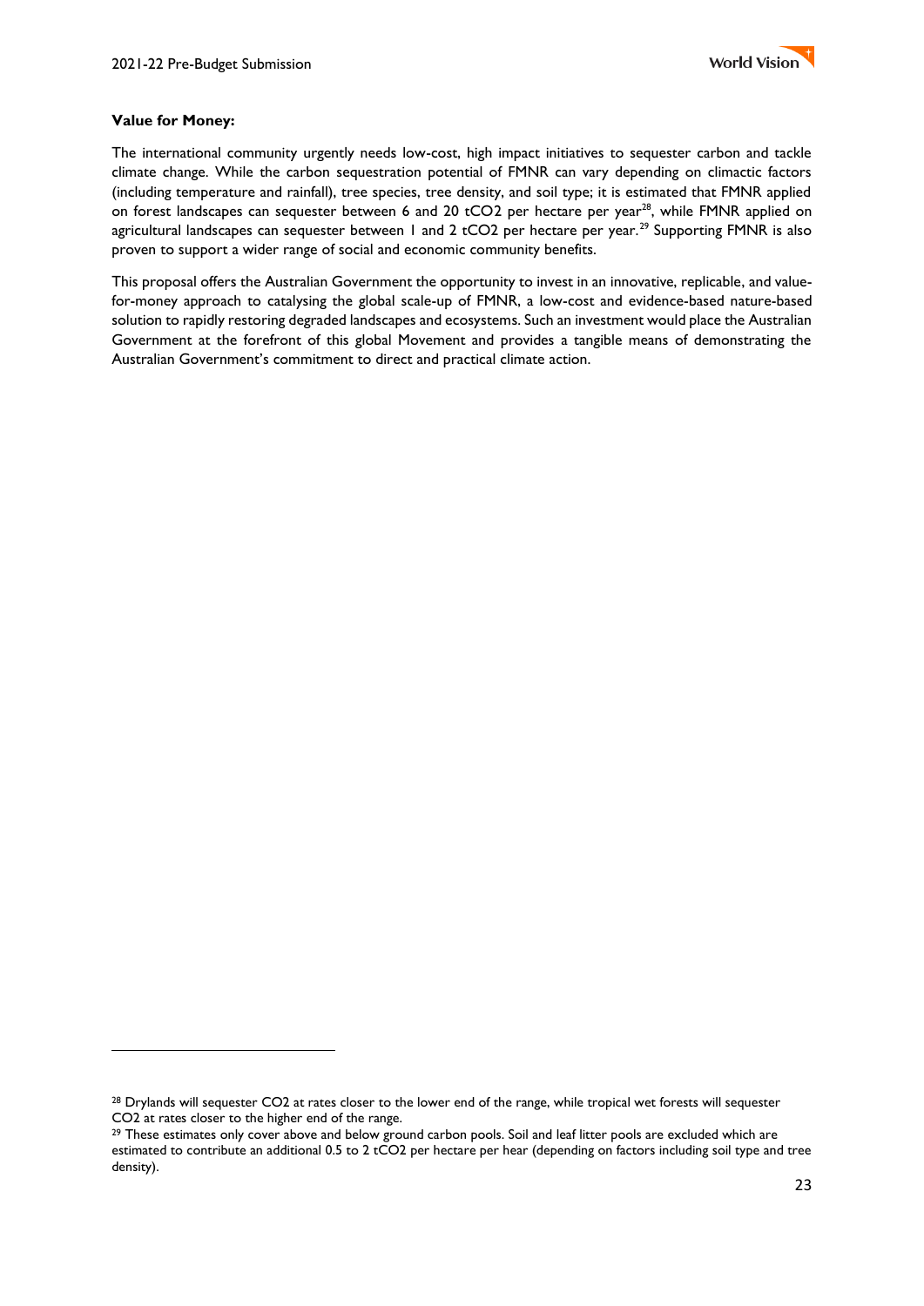**Value for Money:**

The international community urgently needs low-cost, high impact initiatives to sequester carbon and tackle climate change. While the carbon sequestration potential of FMNR can vary depending on climactic factors (including temperature and rainfall), tree species, tree density, and soil type; it is estimated that FMNR applied on forest landscapes can sequester between 6 and 20 $tCO_2$ per hectare per year[28], while FMNR applied on agricultural landscapes can sequester between 1 and 2 $tCO_2$ per hectare per year.[29] Supporting FMNR is also proven to support a wider range of social and economic community benefits.

This proposal offers the Australian Government the opportunity to invest in an innovative, replicable, and value-for-money approach to catalysing the global scale-up of FMNR, a low-cost and evidence-based nature-based solution to rapidly restoring degraded landscapes and ecosystems. Such an investment would place the Australian Government at the forefront of this global Movement and provides a tangible means of demonstrating the Australian Government's commitment to direct and practical climate action.

---

[28] Drylands will sequester $CO_2$ at rates closer to the lower end of the range, while tropical wet forests will sequester $CO_2$ at rates closer to the higher end of the range.

[29] These estimates only cover above and below ground carbon pools. Soil and leaf litter pools are excluded which are estimated to contribute an additional 0.5 to 2 $tCO_2$ per hectare per hear (depending on factors including soil type and tree density).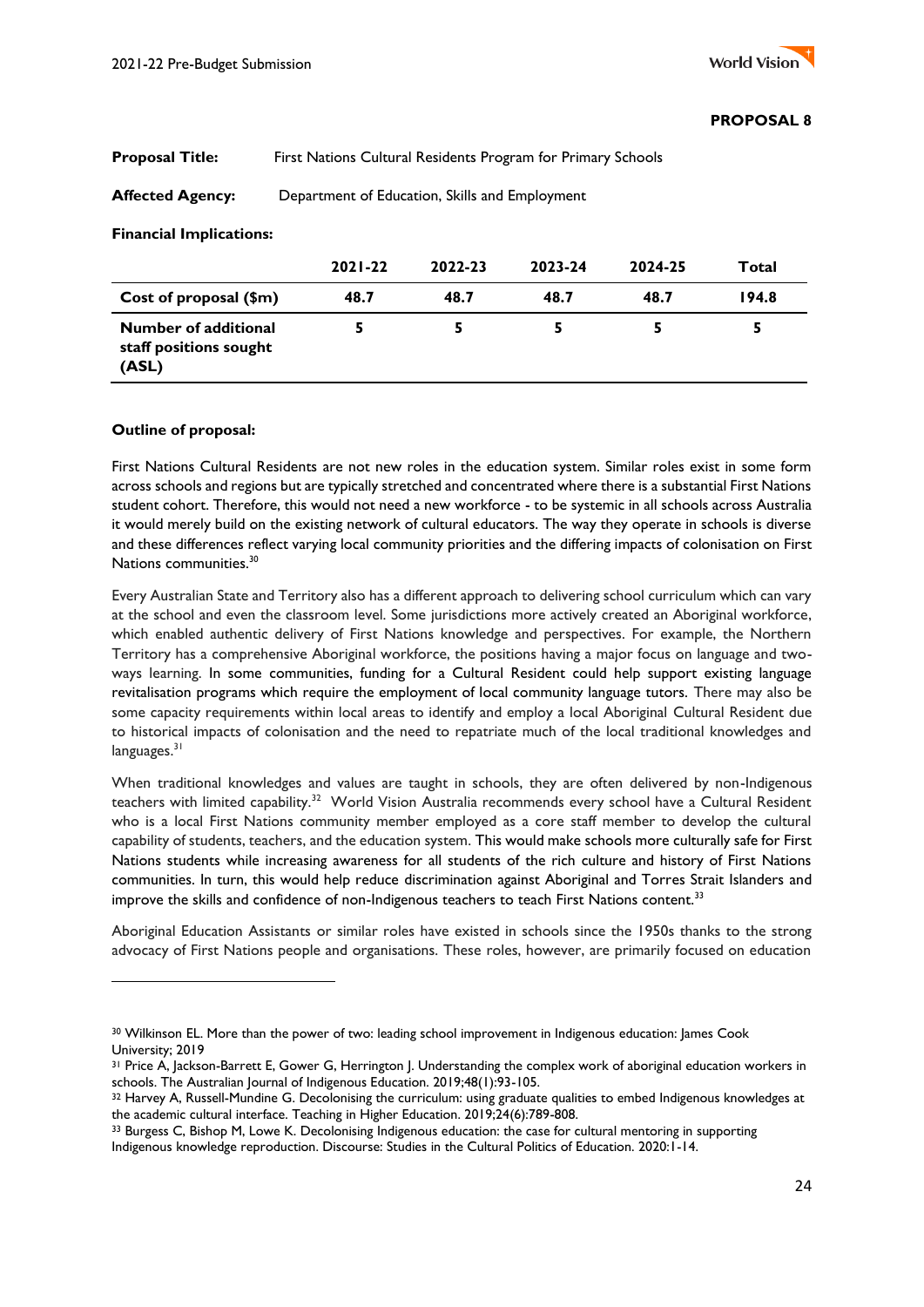**PROPOSAL 8**

**Proposal Title:** First Nations Cultural Residents Program for Primary Schools

**Affected Agency:** Department of Education, Skills and Employment

**Financial Implications:**

| | 2021-22 | 2022-23 | 2023-24 | 2024-25 | Total |
|---|---|---|---|---|---|
| **Cost of proposal ($m)** | 48.7 | 48.7 | 48.7 | 48.7 | 194.8 |
| **Number of additional staff positions sought (ASL)** | 5 | 5 | 5 | 5 | 5 |

**Outline of proposal:**

First Nations Cultural Residents are not new roles in the education system. Similar roles exist in some form across schools and regions but are typically stretched and concentrated where there is a substantial First Nations student cohort. Therefore, this would not need a new workforce - to be systemic in all schools across Australia it would merely build on the existing network of cultural educators. The way they operate in schools is diverse and these differences reflect varying local community priorities and the differing impacts of colonisation on First Nations communities.[30]

Every Australian State and Territory also has a different approach to delivering school curriculum which can vary at the school and even the classroom level. Some jurisdictions more actively created an Aboriginal workforce, which enabled authentic delivery of First Nations knowledge and perspectives. For example, the Northern Territory has a comprehensive Aboriginal workforce, the positions having a major focus on language and two-ways learning. In some communities, funding for a Cultural Resident could help support existing language revitalisation programs which require the employment of local community language tutors. There may also be some capacity requirements within local areas to identify and employ a local Aboriginal Cultural Resident due to historical impacts of colonisation and the need to repatriate much of the local traditional knowledges and languages.[31]

When traditional knowledges and values are taught in schools, they are often delivered by non-Indigenous teachers with limited capability.[32] World Vision Australia recommends every school have a Cultural Resident who is a local First Nations community member employed as a core staff member to develop the cultural capability of students, teachers, and the education system. This would make schools more culturally safe for First Nations students while increasing awareness for all students of the rich culture and history of First Nations communities. In turn, this would help reduce discrimination against Aboriginal and Torres Strait Islanders and improve the skills and confidence of non-Indigenous teachers to teach First Nations content.[33]

Aboriginal Education Assistants or similar roles have existed in schools since the 1950s thanks to the strong advocacy of First Nations people and organisations. These roles, however, are primarily focused on education

---

[30] Wilkinson EL. More than the power of two: leading school improvement in Indigenous education: James Cook University; 2019

[31] Price A, Jackson-Barrett E, Gower G, Herrington J. Understanding the complex work of aboriginal education workers in schools. The Australian Journal of Indigenous Education. 2019;48(1):93-105.

[32] Harvey A, Russell-Mundine G. Decolonising the curriculum: using graduate qualities to embed Indigenous knowledges at the academic cultural interface. Teaching in Higher Education. 2019;24(6):789-808.

[33] Burgess C, Bishop M, Lowe K. Decolonising Indigenous education: the case for cultural mentoring in supporting Indigenous knowledge reproduction. Discourse: Studies in the Cultural Politics of Education. 2020:1-14.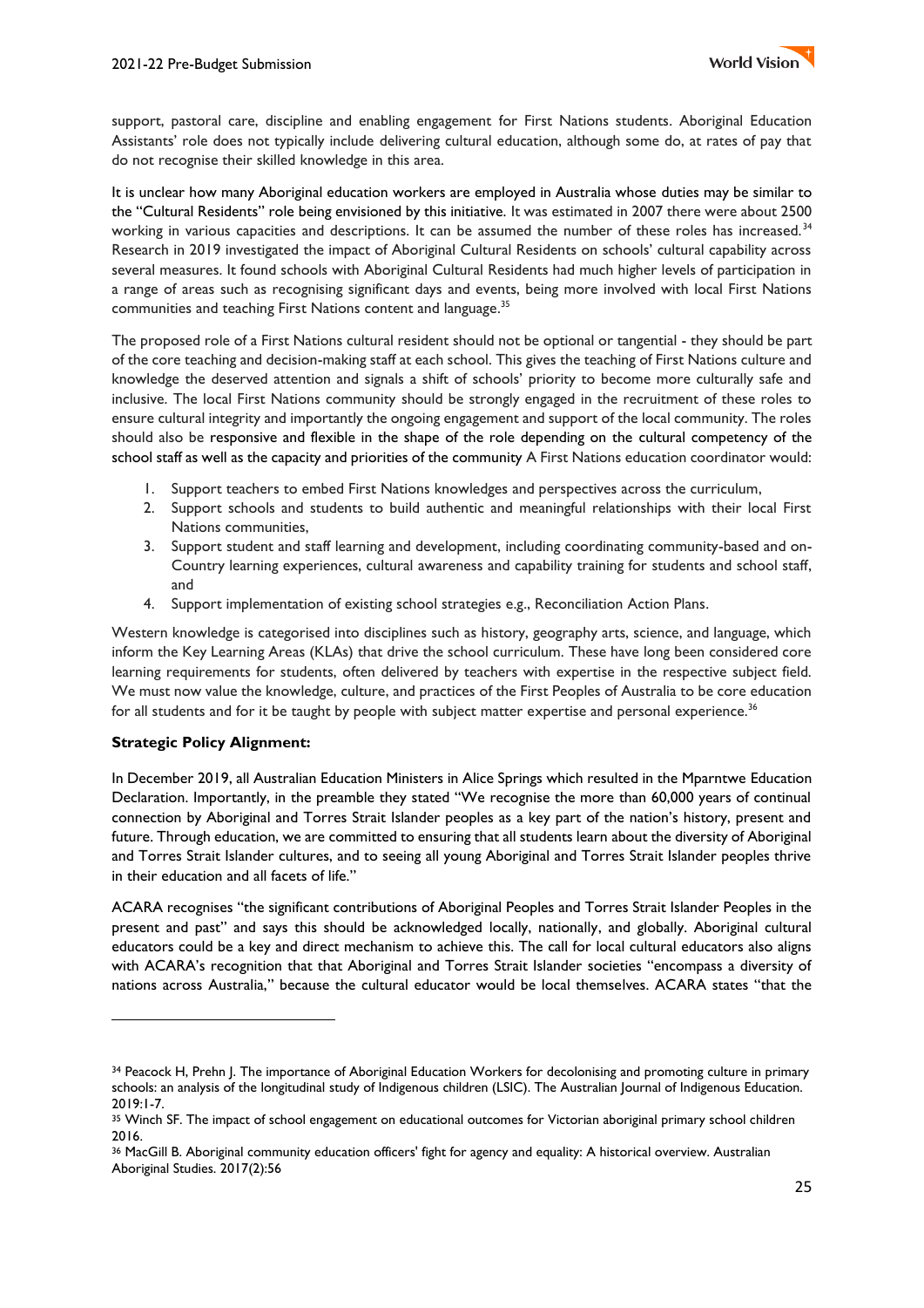support, pastoral care, discipline and enabling engagement for First Nations students. Aboriginal Education Assistants' role does not typically include delivering cultural education, although some do, at rates of pay that do not recognise their skilled knowledge in this area.

It is unclear how many Aboriginal education workers are employed in Australia whose duties may be similar to the "Cultural Residents" role being envisioned by this initiative. It was estimated in 2007 there were about 2500 working in various capacities and descriptions. It can be assumed the number of these roles has increased.[34] Research in 2019 investigated the impact of Aboriginal Cultural Residents on schools' cultural capability across several measures. It found schools with Aboriginal Cultural Residents had much higher levels of participation in a range of areas such as recognising significant days and events, being more involved with local First Nations communities and teaching First Nations content and language.[35]

The proposed role of a First Nations cultural resident should not be optional or tangential - they should be part of the core teaching and decision-making staff at each school. This gives the teaching of First Nations culture and knowledge the deserved attention and signals a shift of schools' priority to become more culturally safe and inclusive. The local First Nations community should be strongly engaged in the recruitment of these roles to ensure cultural integrity and importantly the ongoing engagement and support of the local community. The roles should also be responsive and flexible in the shape of the role depending on the cultural competency of the school staff as well as the capacity and priorities of the community A First Nations education coordinator would:

1. Support teachers to embed First Nations knowledges and perspectives across the curriculum,
2. Support schools and students to build authentic and meaningful relationships with their local First Nations communities,
3. Support student and staff learning and development, including coordinating community-based and on-Country learning experiences, cultural awareness and capability training for students and school staff, and
4. Support implementation of existing school strategies e.g., Reconciliation Action Plans.

Western knowledge is categorised into disciplines such as history, geography arts, science, and language, which inform the Key Learning Areas (KLAs) that drive the school curriculum. These have long been considered core learning requirements for students, often delivered by teachers with expertise in the respective subject field. We must now value the knowledge, culture, and practices of the First Peoples of Australia to be core education for all students and for it be taught by people with subject matter expertise and personal experience.[36]

**Strategic Policy Alignment:**

In December 2019, all Australian Education Ministers in Alice Springs which resulted in the Mparntwe Education Declaration. Importantly, in the preamble they stated "We recognise the more than 60,000 years of continual connection by Aboriginal and Torres Strait Islander peoples as a key part of the nation's history, present and future. Through education, we are committed to ensuring that all students learn about the diversity of Aboriginal and Torres Strait Islander cultures, and to seeing all young Aboriginal and Torres Strait Islander peoples thrive in their education and all facets of life."

ACARA recognises "the significant contributions of Aboriginal Peoples and Torres Strait Islander Peoples in the present and past" and says this should be acknowledged locally, nationally, and globally. Aboriginal cultural educators could be a key and direct mechanism to achieve this. The call for local cultural educators also aligns with ACARA's recognition that that Aboriginal and Torres Strait Islander societies "encompass a diversity of nations across Australia," because the cultural educator would be local themselves. ACARA states "that the

---

[34] Peacock H, Prehn J. The importance of Aboriginal Education Workers for decolonising and promoting culture in primary schools: an analysis of the longitudinal study of Indigenous children (LSIC). The Australian Journal of Indigenous Education. 2019:1-7.

[35] Winch SF. The impact of school engagement on educational outcomes for Victorian aboriginal primary school children 2016.

[36] MacGill B. Aboriginal community education officers' fight for agency and equality: A historical overview. Australian Aboriginal Studies. 2017(2):56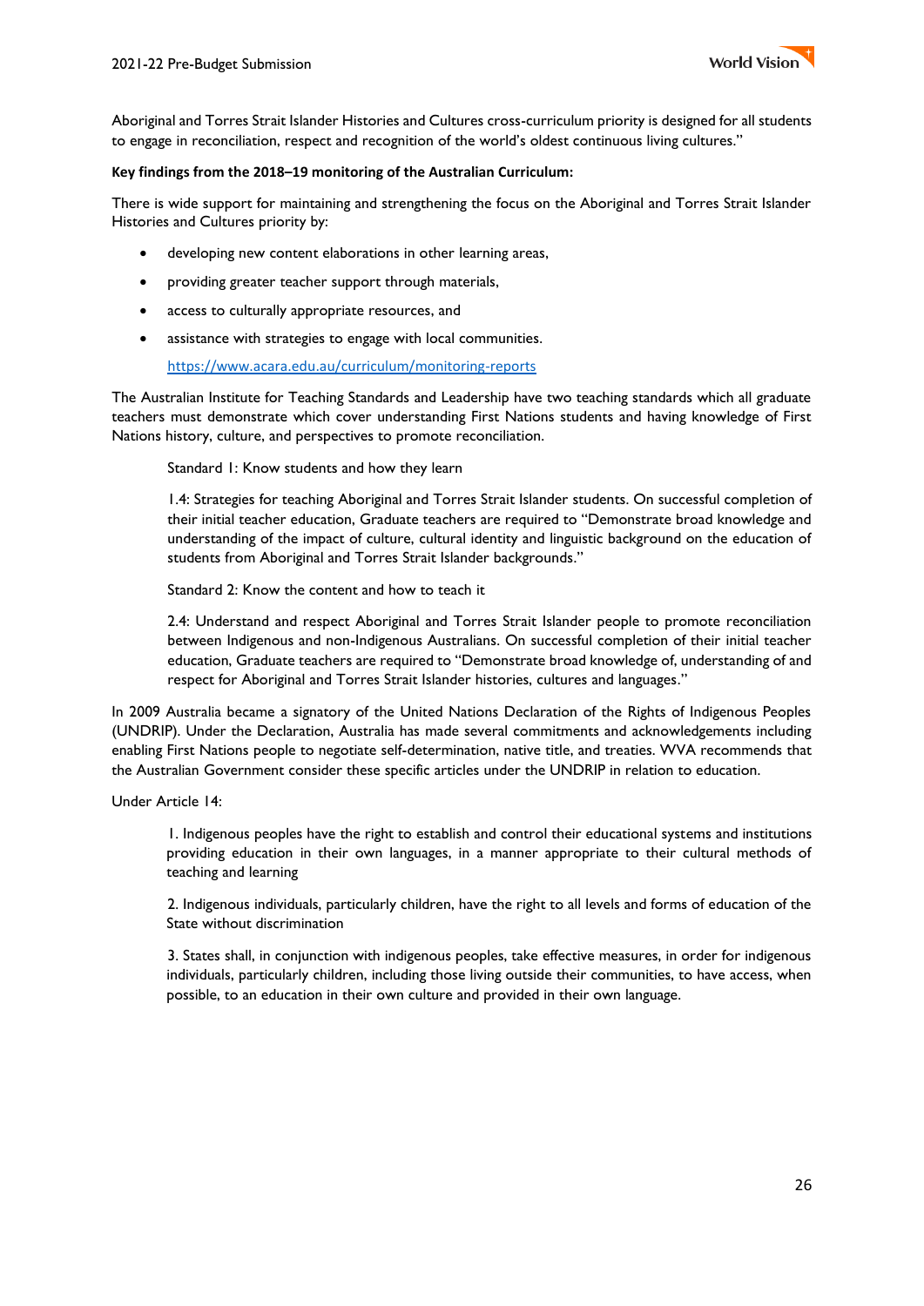Aboriginal and Torres Strait Islander Histories and Cultures cross-curriculum priority is designed for all students to engage in reconciliation, respect and recognition of the world's oldest continuous living cultures."

**Key findings from the 2018–19 monitoring of the Australian Curriculum:**

There is wide support for maintaining and strengthening the focus on the Aboriginal and Torres Strait Islander Histories and Cultures priority by:

- developing new content elaborations in other learning areas,
- providing greater teacher support through materials,
- access to culturally appropriate resources, and
- assistance with strategies to engage with local communities.

  https://www.acara.edu.au/curriculum/monitoring-reports

The Australian Institute for Teaching Standards and Leadership have two teaching standards which all graduate teachers must demonstrate which cover understanding First Nations students and having knowledge of First Nations history, culture, and perspectives to promote reconciliation.

> Standard 1: Know students and how they learn
>
> 1.4: Strategies for teaching Aboriginal and Torres Strait Islander students. On successful completion of their initial teacher education, Graduate teachers are required to "Demonstrate broad knowledge and understanding of the impact of culture, cultural identity and linguistic background on the education of students from Aboriginal and Torres Strait Islander backgrounds."
>
> Standard 2: Know the content and how to teach it
>
> 2.4: Understand and respect Aboriginal and Torres Strait Islander people to promote reconciliation between Indigenous and non-Indigenous Australians. On successful completion of their initial teacher education, Graduate teachers are required to "Demonstrate broad knowledge of, understanding of and respect for Aboriginal and Torres Strait Islander histories, cultures and languages."

In 2009 Australia became a signatory of the United Nations Declaration of the Rights of Indigenous Peoples (UNDRIP). Under the Declaration, Australia has made several commitments and acknowledgements including enabling First Nations people to negotiate self-determination, native title, and treaties. WVA recommends that the Australian Government consider these specific articles under the UNDRIP in relation to education.

Under Article 14:

> 1. Indigenous peoples have the right to establish and control their educational systems and institutions providing education in their own languages, in a manner appropriate to their cultural methods of teaching and learning
>
> 2. Indigenous individuals, particularly children, have the right to all levels and forms of education of the State without discrimination
>
> 3. States shall, in conjunction with indigenous peoples, take effective measures, in order for indigenous individuals, particularly children, including those living outside their communities, to have access, when possible, to an education in their own culture and provided in their own language.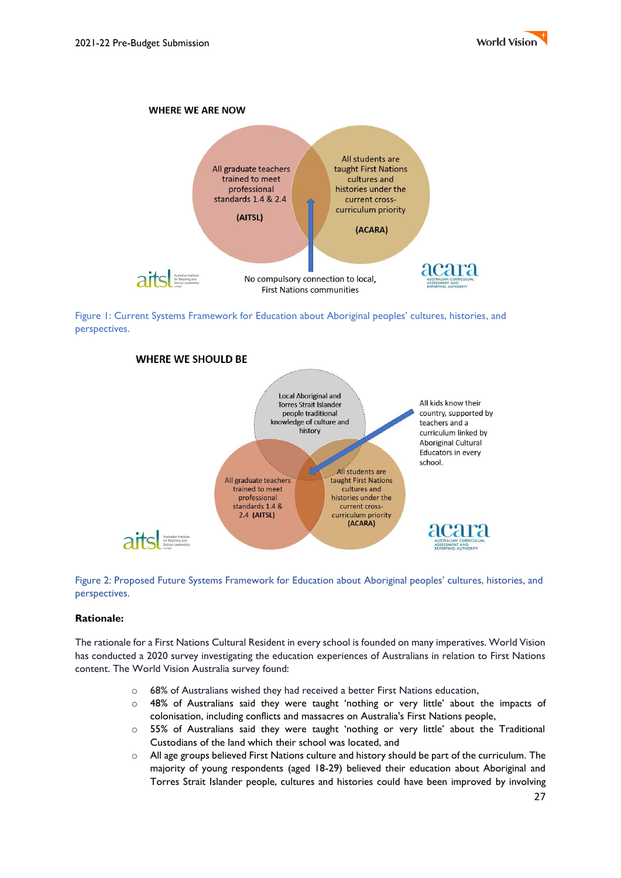WHERE WE ARE NOW

All graduate teachers trained to meet professional standards 1.4 & 2.4

(AITSL)

All students are taught First Nations cultures and histories under the current cross-curriculum priority

(ACARA)

No compulsory connection to local, First Nations communities

Figure 1: Current Systems Framework for Education about Aboriginal peoples' cultures, histories, and perspectives.

WHERE WE SHOULD BE

Local Aboriginal and Torres Strait Islander people traditional knowledge of culture and history

All kids know their country, supported by teachers and a curriculum linked by Aboriginal Cultural Educators in every school.

All graduate teachers trained to meet professional standards 1.4 & 2.4 (AITSL)

All students are taught First Nations cultures and histories under the current cross-curriculum priority (ACARA)

Figure 2: Proposed Future Systems Framework for Education about Aboriginal peoples' cultures, histories, and perspectives.

**Rationale:**

The rationale for a First Nations Cultural Resident in every school is founded on many imperatives. World Vision has conducted a 2020 survey investigating the education experiences of Australians in relation to First Nations content. The World Vision Australia survey found:

- 68% of Australians wished they had received a better First Nations education,
- 48% of Australians said they were taught 'nothing or very little' about the impacts of colonisation, including conflicts and massacres on Australia's First Nations people,
- 55% of Australians said they were taught 'nothing or very little' about the Traditional Custodians of the land which their school was located, and
- All age groups believed First Nations culture and history should be part of the curriculum. The majority of young respondents (aged 18-29) believed their education about Aboriginal and Torres Strait Islander people, cultures and histories could have been improved by involving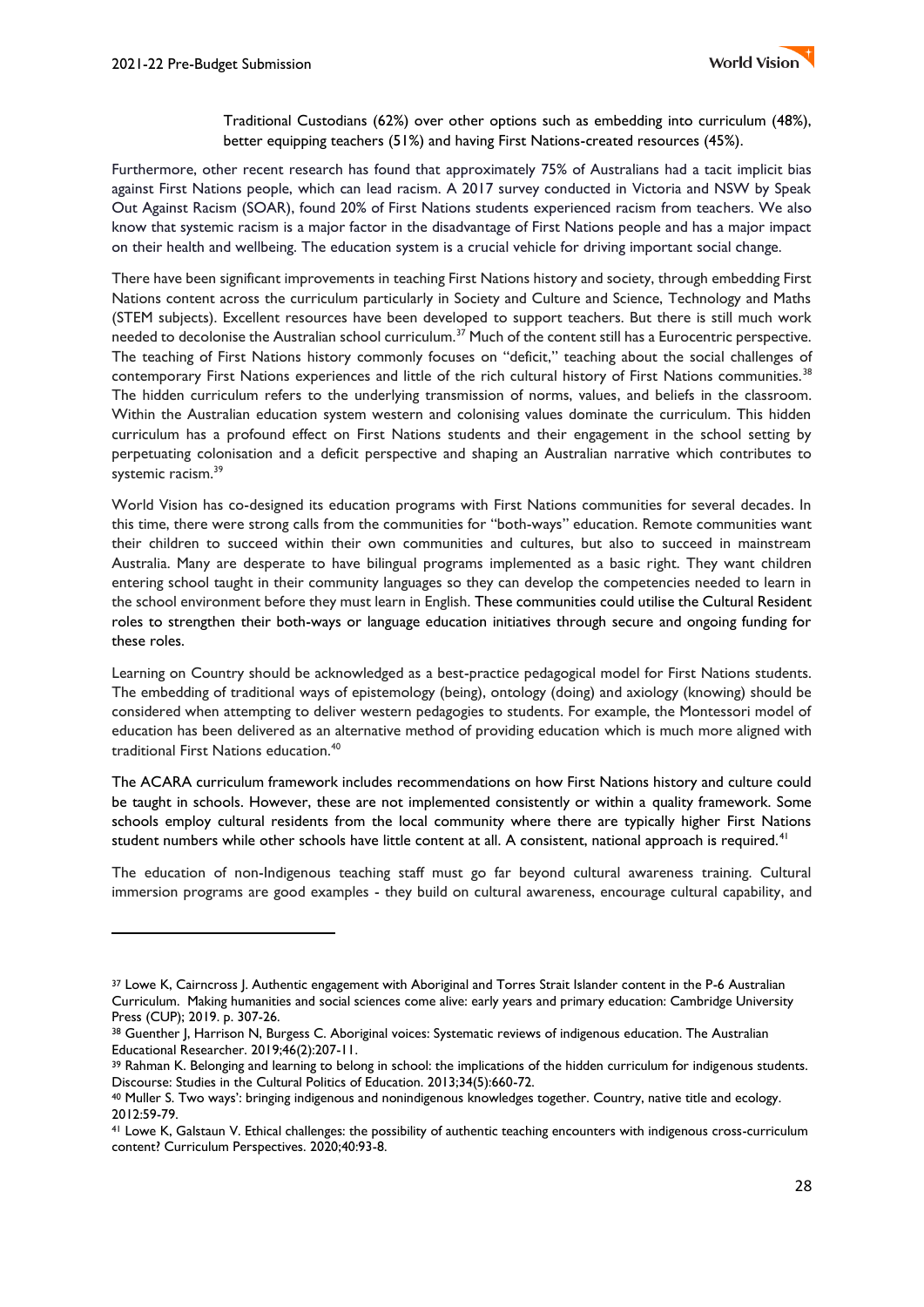Traditional Custodians (62%) over other options such as embedding into curriculum (48%), better equipping teachers (51%) and having First Nations-created resources (45%).

Furthermore, other recent research has found that approximately 75% of Australians had a tacit implicit bias against First Nations people, which can lead racism. A 2017 survey conducted in Victoria and NSW by Speak Out Against Racism (SOAR), found 20% of First Nations students experienced racism from teachers. We also know that systemic racism is a major factor in the disadvantage of First Nations people and has a major impact on their health and wellbeing. The education system is a crucial vehicle for driving important social change.

There have been significant improvements in teaching First Nations history and society, through embedding First Nations content across the curriculum particularly in Society and Culture and Science, Technology and Maths (STEM subjects). Excellent resources have been developed to support teachers. But there is still much work needed to decolonise the Australian school curriculum.[37] Much of the content still has a Eurocentric perspective. The teaching of First Nations history commonly focuses on "deficit," teaching about the social challenges of contemporary First Nations experiences and little of the rich cultural history of First Nations communities.[38] The hidden curriculum refers to the underlying transmission of norms, values, and beliefs in the classroom. Within the Australian education system western and colonising values dominate the curriculum. This hidden curriculum has a profound effect on First Nations students and their engagement in the school setting by perpetuating colonisation and a deficit perspective and shaping an Australian narrative which contributes to systemic racism.[39]

World Vision has co-designed its education programs with First Nations communities for several decades. In this time, there were strong calls from the communities for "both-ways" education. Remote communities want their children to succeed within their own communities and cultures, but also to succeed in mainstream Australia. Many are desperate to have bilingual programs implemented as a basic right. They want children entering school taught in their community languages so they can develop the competencies needed to learn in the school environment before they must learn in English. These communities could utilise the Cultural Resident roles to strengthen their both-ways or language education initiatives through secure and ongoing funding for these roles.

Learning on Country should be acknowledged as a best-practice pedagogical model for First Nations students. The embedding of traditional ways of epistemology (being), ontology (doing) and axiology (knowing) should be considered when attempting to deliver western pedagogies to students. For example, the Montessori model of education has been delivered as an alternative method of providing education which is much more aligned with traditional First Nations education.[40]

The ACARA curriculum framework includes recommendations on how First Nations history and culture could be taught in schools. However, these are not implemented consistently or within a quality framework. Some schools employ cultural residents from the local community where there are typically higher First Nations student numbers while other schools have little content at all. A consistent, national approach is required.[41]

The education of non-Indigenous teaching staff must go far beyond cultural awareness training. Cultural immersion programs are good examples - they build on cultural awareness, encourage cultural capability, and

---

[37] Lowe K, Cairncross J. Authentic engagement with Aboriginal and Torres Strait Islander content in the P-6 Australian Curriculum. Making humanities and social sciences come alive: early years and primary education: Cambridge University Press (CUP); 2019. p. 307-26.

[38] Guenther J, Harrison N, Burgess C. Aboriginal voices: Systematic reviews of indigenous education. The Australian Educational Researcher. 2019;46(2):207-11.

[39] Rahman K. Belonging and learning to belong in school: the implications of the hidden curriculum for indigenous students. Discourse: Studies in the Cultural Politics of Education. 2013;34(5):660-72.

[40] Muller S. Two ways': bringing indigenous and nonindigenous knowledges together. Country, native title and ecology. 2012:59-79.

[41] Lowe K, Galstaun V. Ethical challenges: the possibility of authentic teaching encounters with indigenous cross-curriculum content? Curriculum Perspectives. 2020;40:93-8.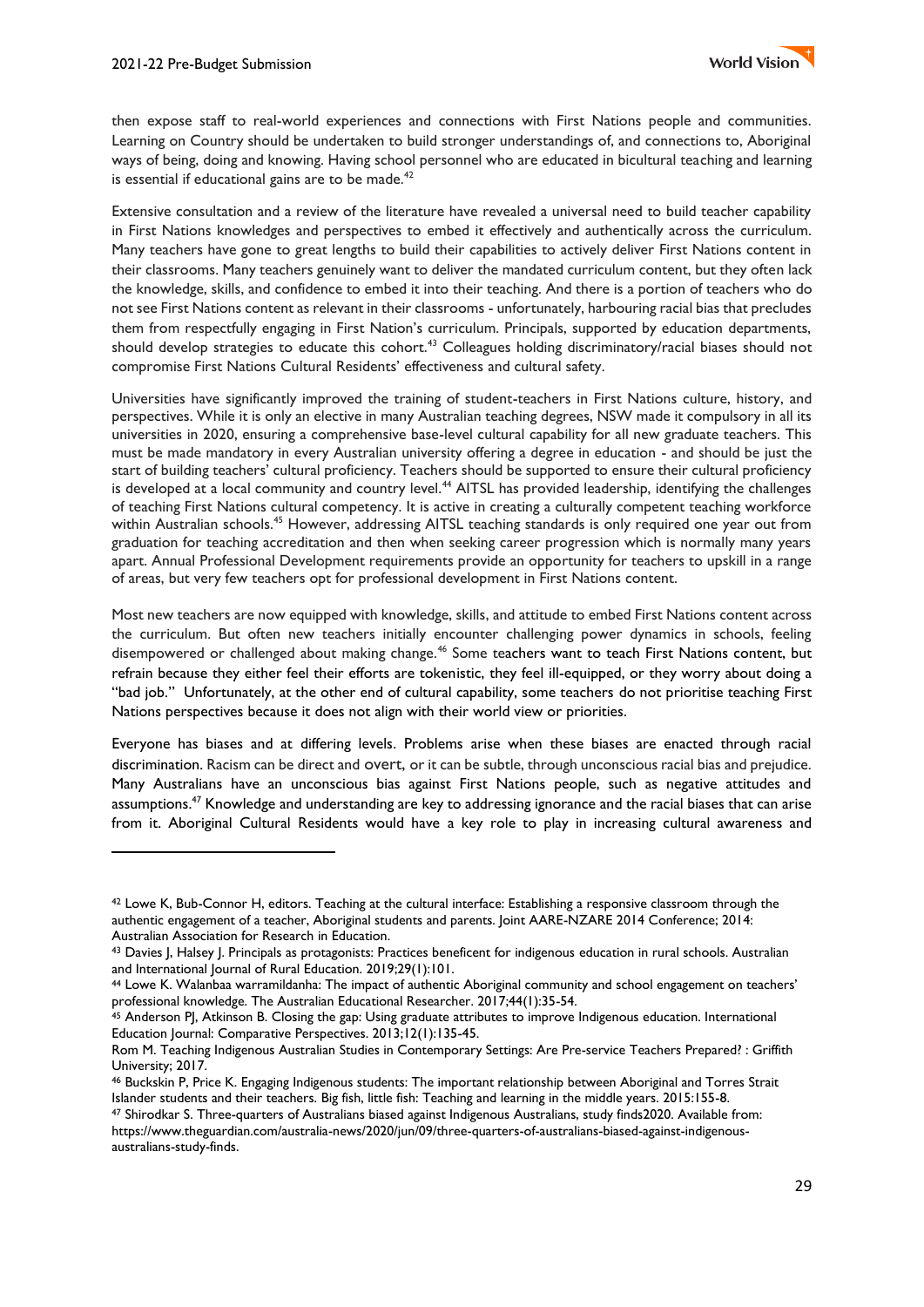then expose staff to real-world experiences and connections with First Nations people and communities. Learning on Country should be undertaken to build stronger understandings of, and connections to, Aboriginal ways of being, doing and knowing. Having school personnel who are educated in bicultural teaching and learning is essential if educational gains are to be made.[42]

Extensive consultation and a review of the literature have revealed a universal need to build teacher capability in First Nations knowledges and perspectives to embed it effectively and authentically across the curriculum. Many teachers have gone to great lengths to build their capabilities to actively deliver First Nations content in their classrooms. Many teachers genuinely want to deliver the mandated curriculum content, but they often lack the knowledge, skills, and confidence to embed it into their teaching. And there is a portion of teachers who do not see First Nations content as relevant in their classrooms - unfortunately, harbouring racial bias that precludes them from respectfully engaging in First Nation's curriculum. Principals, supported by education departments, should develop strategies to educate this cohort.[43] Colleagues holding discriminatory/racial biases should not compromise First Nations Cultural Residents' effectiveness and cultural safety.

Universities have significantly improved the training of student-teachers in First Nations culture, history, and perspectives. While it is only an elective in many Australian teaching degrees, NSW made it compulsory in all its universities in 2020, ensuring a comprehensive base-level cultural capability for all new graduate teachers. This must be made mandatory in every Australian university offering a degree in education - and should be just the start of building teachers' cultural proficiency. Teachers should be supported to ensure their cultural proficiency is developed at a local community and country level.[44] AITSL has provided leadership, identifying the challenges of teaching First Nations cultural competency. It is active in creating a culturally competent teaching workforce within Australian schools.[45] However, addressing AITSL teaching standards is only required one year out from graduation for teaching accreditation and then when seeking career progression which is normally many years apart. Annual Professional Development requirements provide an opportunity for teachers to upskill in a range of areas, but very few teachers opt for professional development in First Nations content.

Most new teachers are now equipped with knowledge, skills, and attitude to embed First Nations content across the curriculum. But often new teachers initially encounter challenging power dynamics in schools, feeling disempowered or challenged about making change.[46] Some teachers want to teach First Nations content, but refrain because they either feel their efforts are tokenistic, they feel ill-equipped, or they worry about doing a "bad job." Unfortunately, at the other end of cultural capability, some teachers do not prioritise teaching First Nations perspectives because it does not align with their world view or priorities.

Everyone has biases and at differing levels. Problems arise when these biases are enacted through racial discrimination. Racism can be direct and overt, or it can be subtle, through unconscious racial bias and prejudice. Many Australians have an unconscious bias against First Nations people, such as negative attitudes and assumptions.[47] Knowledge and understanding are key to addressing ignorance and the racial biases that can arise from it. Aboriginal Cultural Residents would have a key role to play in increasing cultural awareness and

---

[42] Lowe K, Bub-Connor H, editors. Teaching at the cultural interface: Establishing a responsive classroom through the authentic engagement of a teacher, Aboriginal students and parents. Joint AARE-NZARE 2014 Conference; 2014: Australian Association for Research in Education.

[43] Davies J, Halsey J. Principals as protagonists: Practices beneficent for indigenous education in rural schools. Australian and International Journal of Rural Education. 2019;29(1):101.

[44] Lowe K. Walanbaa warramildanha: The impact of authentic Aboriginal community and school engagement on teachers' professional knowledge. The Australian Educational Researcher. 2017;44(1):35-54.

[45] Anderson PJ, Atkinson B. Closing the gap: Using graduate attributes to improve Indigenous education. International Education Journal: Comparative Perspectives. 2013;12(1):135-45.
Rom M. Teaching Indigenous Australian Studies in Contemporary Settings: Are Pre-service Teachers Prepared? : Griffith University; 2017.

[46] Buckskin P, Price K. Engaging Indigenous students: The important relationship between Aboriginal and Torres Strait Islander students and their teachers. Big fish, little fish: Teaching and learning in the middle years. 2015:155-8.

[47] Shirodkar S. Three-quarters of Australians biased against Indigenous Australians, study finds2020. Available from: https://www.theguardian.com/australia-news/2020/jun/09/three-quarters-of-australians-biased-against-indigenous-australians-study-finds.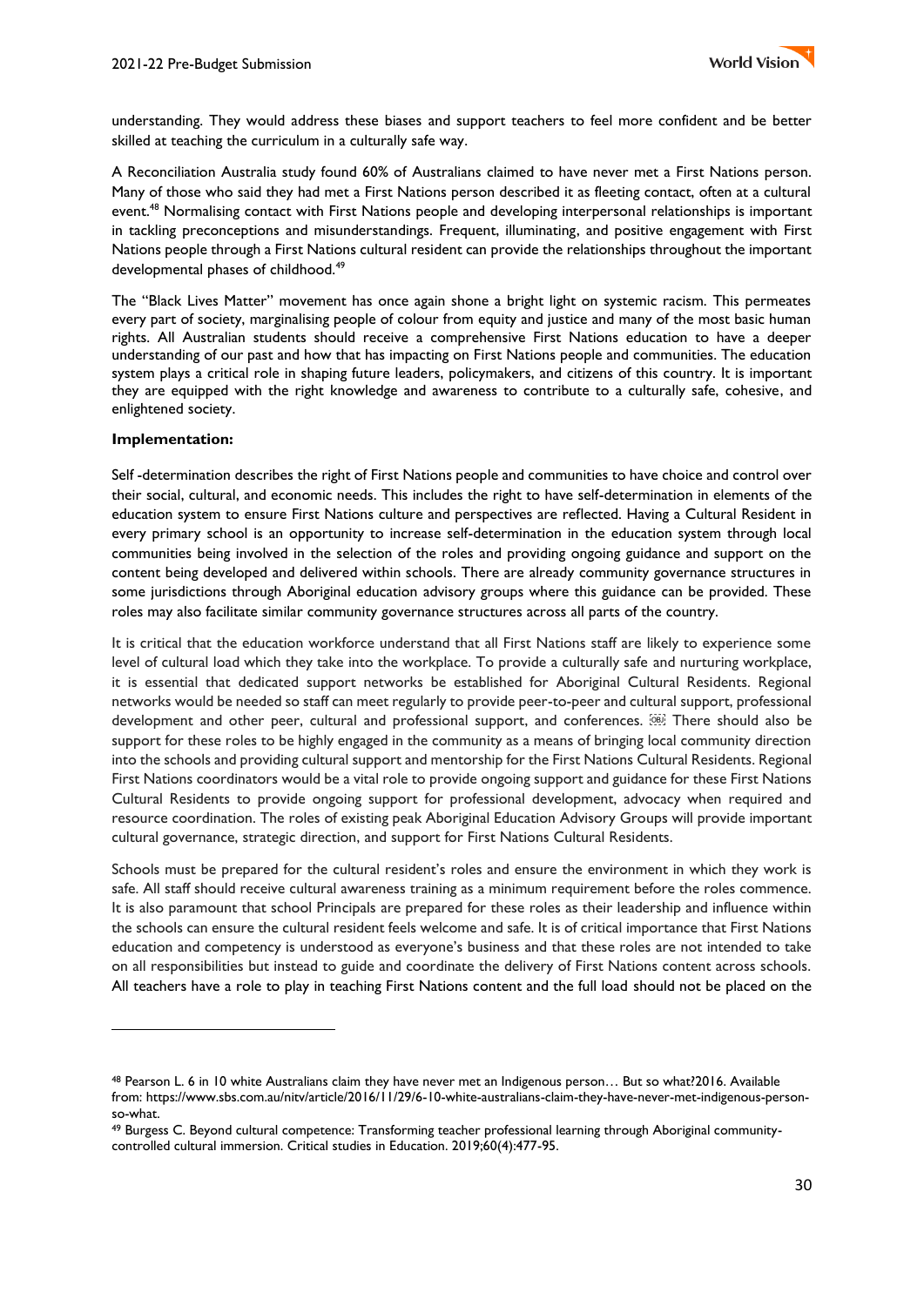understanding. They would address these biases and support teachers to feel more confident and be better skilled at teaching the curriculum in a culturally safe way.

A Reconciliation Australia study found 60% of Australians claimed to have never met a First Nations person. Many of those who said they had met a First Nations person described it as fleeting contact, often at a cultural event.[48] Normalising contact with First Nations people and developing interpersonal relationships is important in tackling preconceptions and misunderstandings. Frequent, illuminating, and positive engagement with First Nations people through a First Nations cultural resident can provide the relationships throughout the important developmental phases of childhood.[49]

The "Black Lives Matter" movement has once again shone a bright light on systemic racism. This permeates every part of society, marginalising people of colour from equity and justice and many of the most basic human rights. All Australian students should receive a comprehensive First Nations education to have a deeper understanding of our past and how that has impacting on First Nations people and communities. The education system plays a critical role in shaping future leaders, policymakers, and citizens of this country. It is important they are equipped with the right knowledge and awareness to contribute to a culturally safe, cohesive, and enlightened society.

**Implementation:**

Self -determination describes the right of First Nations people and communities to have choice and control over their social, cultural, and economic needs. This includes the right to have self-determination in elements of the education system to ensure First Nations culture and perspectives are reflected. Having a Cultural Resident in every primary school is an opportunity to increase self-determination in the education system through local communities being involved in the selection of the roles and providing ongoing guidance and support on the content being developed and delivered within schools. There are already community governance structures in some jurisdictions through Aboriginal education advisory groups where this guidance can be provided. These roles may also facilitate similar community governance structures across all parts of the country.

It is critical that the education workforce understand that all First Nations staff are likely to experience some level of cultural load which they take into the workplace. To provide a culturally safe and nurturing workplace, it is essential that dedicated support networks be established for Aboriginal Cultural Residents. Regional networks would be needed so staff can meet regularly to provide peer-to-peer and cultural support, professional development and other peer, cultural and professional support, and conferences. There should also be support for these roles to be highly engaged in the community as a means of bringing local community direction into the schools and providing cultural support and mentorship for the First Nations Cultural Residents. Regional First Nations coordinators would be a vital role to provide ongoing support and guidance for these First Nations Cultural Residents to provide ongoing support for professional development, advocacy when required and resource coordination. The roles of existing peak Aboriginal Education Advisory Groups will provide important cultural governance, strategic direction, and support for First Nations Cultural Residents.

Schools must be prepared for the cultural resident's roles and ensure the environment in which they work is safe. All staff should receive cultural awareness training as a minimum requirement before the roles commence. It is also paramount that school Principals are prepared for these roles as their leadership and influence within the schools can ensure the cultural resident feels welcome and safe. It is of critical importance that First Nations education and competency is understood as everyone's business and that these roles are not intended to take on all responsibilities but instead to guide and coordinate the delivery of First Nations content across schools. All teachers have a role to play in teaching First Nations content and the full load should not be placed on the

---

[48] Pearson L. 6 in 10 white Australians claim they have never met an Indigenous person… But so what?2016. Available from: https://www.sbs.com.au/nitv/article/2016/11/29/6-10-white-australians-claim-they-have-never-met-indigenous-person-so-what.

[49] Burgess C. Beyond cultural competence: Transforming teacher professional learning through Aboriginal community-controlled cultural immersion. Critical studies in Education. 2019;60(4):477-95.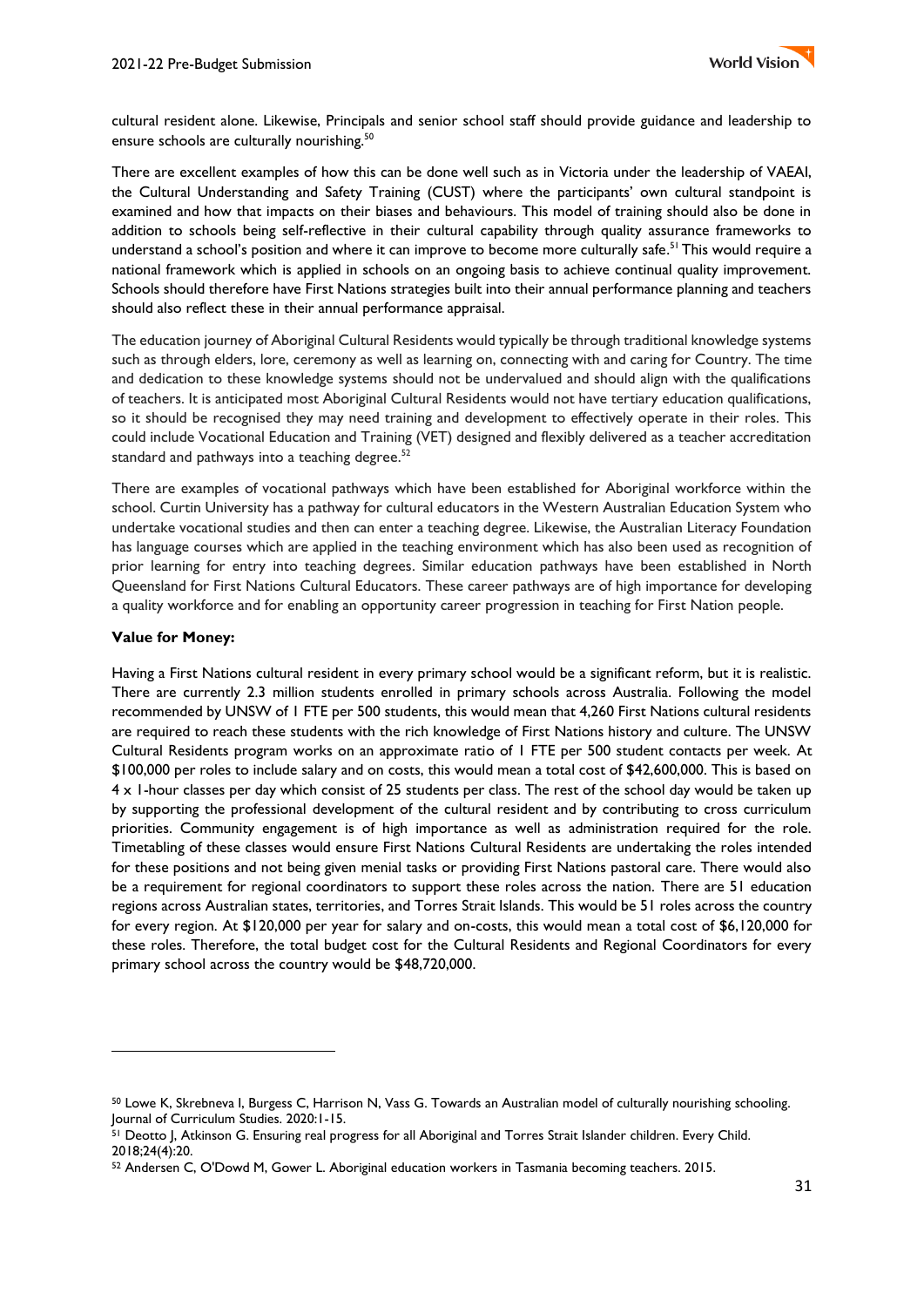cultural resident alone. Likewise, Principals and senior school staff should provide guidance and leadership to ensure schools are culturally nourishing.[50]

There are excellent examples of how this can be done well such as in Victoria under the leadership of VAEAI, the Cultural Understanding and Safety Training (CUST) where the participants' own cultural standpoint is examined and how that impacts on their biases and behaviours. This model of training should also be done in addition to schools being self-reflective in their cultural capability through quality assurance frameworks to understand a school's position and where it can improve to become more culturally safe.[51] This would require a national framework which is applied in schools on an ongoing basis to achieve continual quality improvement. Schools should therefore have First Nations strategies built into their annual performance planning and teachers should also reflect these in their annual performance appraisal.

The education journey of Aboriginal Cultural Residents would typically be through traditional knowledge systems such as through elders, lore, ceremony as well as learning on, connecting with and caring for Country. The time and dedication to these knowledge systems should not be undervalued and should align with the qualifications of teachers. It is anticipated most Aboriginal Cultural Residents would not have tertiary education qualifications, so it should be recognised they may need training and development to effectively operate in their roles. This could include Vocational Education and Training (VET) designed and flexibly delivered as a teacher accreditation standard and pathways into a teaching degree.[52]

There are examples of vocational pathways which have been established for Aboriginal workforce within the school. Curtin University has a pathway for cultural educators in the Western Australian Education System who undertake vocational studies and then can enter a teaching degree. Likewise, the Australian Literacy Foundation has language courses which are applied in the teaching environment which has also been used as recognition of prior learning for entry into teaching degrees. Similar education pathways have been established in North Queensland for First Nations Cultural Educators. These career pathways are of high importance for developing a quality workforce and for enabling an opportunity career progression in teaching for First Nation people.

**Value for Money:**

Having a First Nations cultural resident in every primary school would be a significant reform, but it is realistic. There are currently 2.3 million students enrolled in primary schools across Australia. Following the model recommended by UNSW of 1 FTE per 500 students, this would mean that 4,260 First Nations cultural residents are required to reach these students with the rich knowledge of First Nations history and culture. The UNSW Cultural Residents program works on an approximate ratio of 1 FTE per 500 student contacts per week. At $100,000 per roles to include salary and on costs, this would mean a total cost of $42,600,000. This is based on 4 x 1-hour classes per day which consist of 25 students per class. The rest of the school day would be taken up by supporting the professional development of the cultural resident and by contributing to cross curriculum priorities. Community engagement is of high importance as well as administration required for the role. Timetabling of these classes would ensure First Nations Cultural Residents are undertaking the roles intended for these positions and not being given menial tasks or providing First Nations pastoral care. There would also be a requirement for regional coordinators to support these roles across the nation. There are 51 education regions across Australian states, territories, and Torres Strait Islands. This would be 51 roles across the country for every region. At $120,000 per year for salary and on-costs, this would mean a total cost of $6,120,000 for these roles. Therefore, the total budget cost for the Cultural Residents and Regional Coordinators for every primary school across the country would be $48,720,000.

---

[50] Lowe K, Skrebneva I, Burgess C, Harrison N, Vass G. Towards an Australian model of culturally nourishing schooling. Journal of Curriculum Studies. 2020:1-15.

[51] Deotto J, Atkinson G. Ensuring real progress for all Aboriginal and Torres Strait Islander children. Every Child. 2018;24(4):20.

[52] Andersen C, O'Dowd M, Gower L. Aboriginal education workers in Tasmania becoming teachers. 2015.